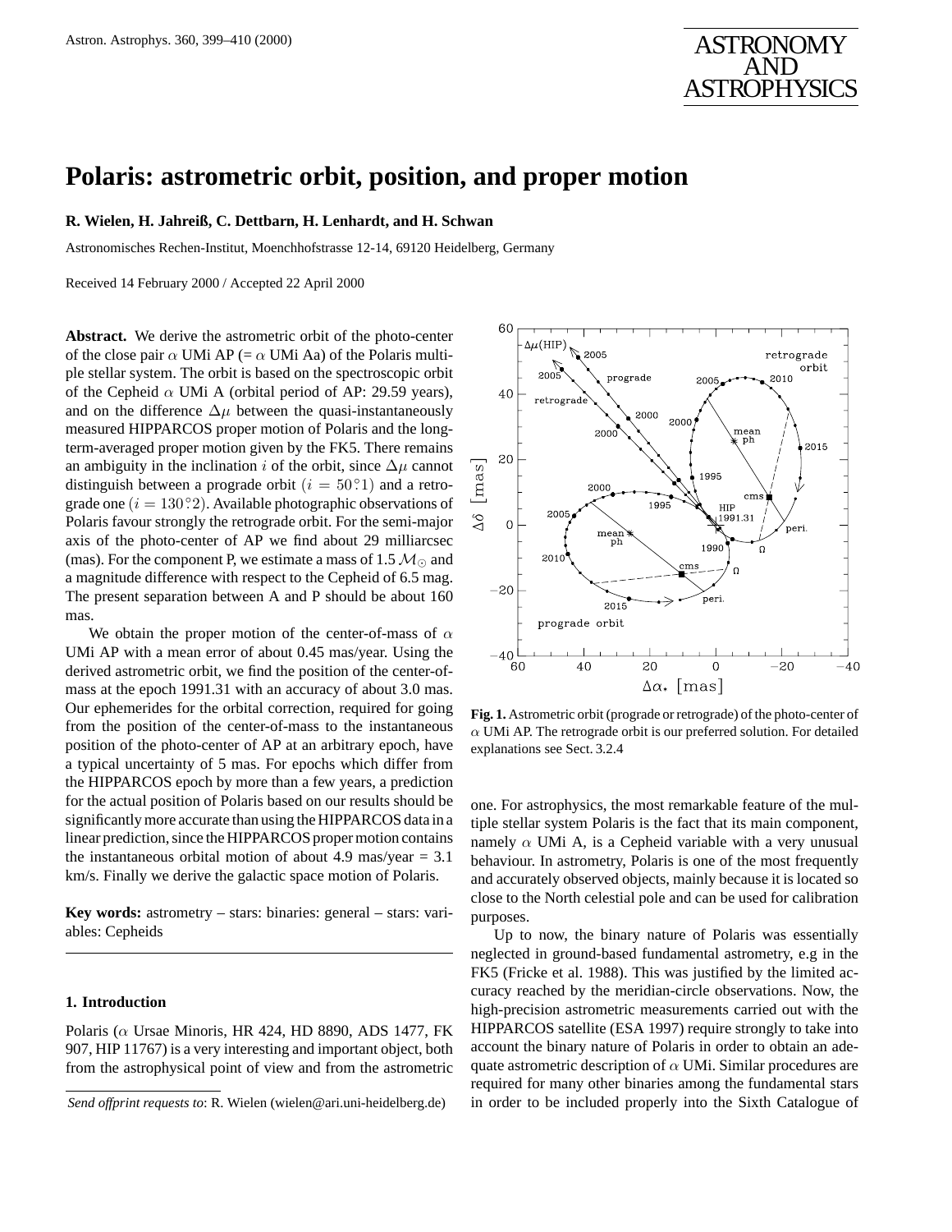# Polaris: astrometric orbit, position, and proper motion

**R. Wielen, H. Jahreiß, C. Dettbarn, H. Lenhardt, and H. Schwan**

Astronomisches Rechen-Institut, Moenchhofstrasse 12-14, 69120 Heidelberg, Germany

Received 14 February 2000 / Accepted 22 April 2000

**Abstract.** We derive the astrometric orbit of the photo-center of the close pair $\alpha$ UMi AP (= $\alpha$ UMi Aa) of the Polaris multiple stellar system. The orbit is based on the spectroscopic orbit of the Cepheid $\alpha$ UMi A (orbital period of AP: 29.59 years), and on the difference $\Delta\mu$ between the quasi-instantaneously measured HIPPARCOS proper motion of Polaris and the long-term-averaged proper motion given by the FK5. There remains an ambiguity in the inclination $i$ of the orbit, since $\Delta\mu$ cannot distinguish between a prograde orbit ($i = 50\overset{\circ}{.}1$) and a retrograde one ($i = 130\overset{\circ}{.}2$). Available photographic observations of Polaris favour strongly the retrograde orbit. For the semi-major axis of the photo-center of AP we find about 29 milliarcsec (mas). For the component P, we estimate a mass of 1.5 $\mathcal{M}_\odot$ and a magnitude difference with respect to the Cepheid of 6.5 mag. The present separation between A and P should be about 160 mas.

We obtain the proper motion of the center-of-mass of $\alpha$ UMi AP with a mean error of about 0.45 mas/year. Using the derived astrometric orbit, we find the position of the center-of-mass at the epoch 1991.31 with an accuracy of about 3.0 mas. Our ephemerides for the orbital correction, required for going from the position of the center-of-mass to the instantaneous position of the photo-center of AP at an arbitrary epoch, have a typical uncertainty of 5 mas. For epochs which differ from the HIPPARCOS epoch by more than a few years, a prediction for the actual position of Polaris based on our results should be significantly more accurate than using the HIPPARCOS data in a linear prediction, since the HIPPARCOS proper motion contains the instantaneous orbital motion of about 4.9 mas/year = 3.1 km/s. Finally we derive the galactic space motion of Polaris.

**Key words:** astrometry – stars: binaries: general – stars: variables: Cepheids

## 1. Introduction

Polaris ($\alpha$ Ursae Minoris, HR 424, HD 8890, ADS 1477, FK 907, HIP 11767) is a very interesting and important object, both from the astrophysical point of view and from the astrometric one. For astrophysics, the most remarkable feature of the multiple stellar system Polaris is the fact that its main component, namely $\alpha$ UMi A, is a Cepheid variable with a very unusual behaviour. In astrometry, Polaris is one of the most frequently and accurately observed objects, mainly because it is located so close to the North celestial pole and can be used for calibration purposes.

**Fig. 1.** Astrometric orbit (prograde or retrograde) of the photo-center of $\alpha$ UMi AP. The retrograde orbit is our preferred solution. For detailed explanations see Sect. 3.2.4

Up to now, the binary nature of Polaris was essentially neglected in ground-based fundamental astrometry, e.g in the FK5 (Fricke et al. 1988). This was justified by the limited accuracy reached by the meridian-circle observations. Now, the high-precision astrometric measurements carried out with the HIPPARCOS satellite (ESA 1997) require strongly to take into account the binary nature of Polaris in order to obtain an adequate astrometric description of $\alpha$ UMi. Similar procedures are required for many other binaries among the fundamental stars in order to be included properly into the Sixth Catalogue of

*Send offprint requests to*: R. Wielen (wielen@ari.uni-heidelberg.de)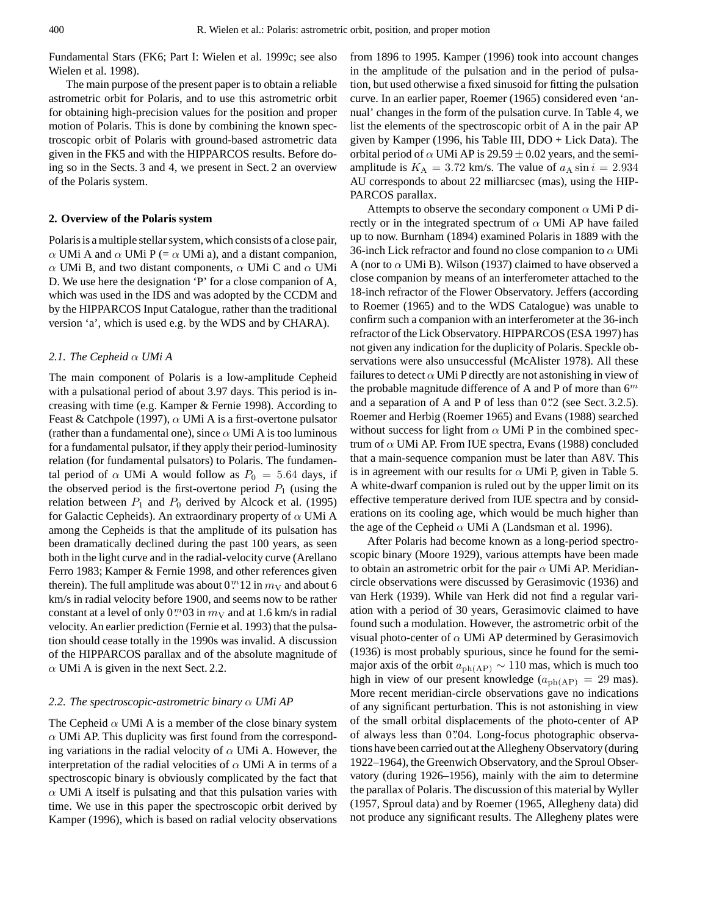Fundamental Stars (FK6; Part I: Wielen et al. 1999c; see also Wielen et al. 1998).

The main purpose of the present paper is to obtain a reliable astrometric orbit for Polaris, and to use this astrometric orbit for obtaining high-precision values for the position and proper motion of Polaris. This is done by combining the known spectroscopic orbit of Polaris with ground-based astrometric data given in the FK5 and with the HIPPARCOS results. Before doing so in the Sects. 3 and 4, we present in Sect. 2 an overview of the Polaris system.

## 2. Overview of the Polaris system

Polaris is a multiple stellar system, which consists of a close pair, $\alpha$ UMi A and $\alpha$ UMi P (= $\alpha$ UMi a), and a distant companion, $\alpha$ UMi B, and two distant components, $\alpha$ UMi C and $\alpha$ UMi D. We use here the designation 'P' for a close companion of A, which was used in the IDS and was adopted by the CCDM and by the HIPPARCOS Input Catalogue, rather than the traditional version 'a', which is used e.g. by the WDS and by CHARA).

### 2.1. The Cepheid $\alpha$ UMi A

The main component of Polaris is a low-amplitude Cepheid with a pulsational period of about 3.97 days. This period is increasing with time (e.g. Kamper & Fernie 1998). According to Feast & Catchpole (1997), $\alpha$ UMi A is a first-overtone pulsator (rather than a fundamental one), since $\alpha$ UMi A is too luminous for a fundamental pulsator, if they apply their period-luminosity relation (for fundamental pulsators) to Polaris. The fundamental period of $\alpha$ UMi A would follow as $P_0 = 5.64$ days, if the observed period is the first-overtone period $P_1$ (using the relation between $P_1$ and $P_0$ derived by Alcock et al. (1995) for Galactic Cepheids). An extraordinary property of $\alpha$ UMi A among the Cepheids is that the amplitude of its pulsation has been dramatically declined during the past 100 years, as seen both in the light curve and in the radial-velocity curve (Arellano Ferro 1983; Kamper & Fernie 1998, and other references given therein). The full amplitude was about $0.^m12$ in $m_V$ and about 6 km/s in radial velocity before 1900, and seems now to be rather constant at a level of only $0.^m03$ in $m_V$ and at 1.6 km/s in radial velocity. An earlier prediction (Fernie et al. 1993) that the pulsation should cease totally in the 1990s was invalid. A discussion of the HIPPARCOS parallax and of the absolute magnitude of $\alpha$ UMi A is given in the next Sect. 2.2.

### 2.2. The spectroscopic-astrometric binary $\alpha$ UMi AP

The Cepheid $\alpha$ UMi A is a member of the close binary system $\alpha$ UMi AP. This duplicity was first found from the corresponding variations in the radial velocity of $\alpha$ UMi A. However, the interpretation of the radial velocities of $\alpha$ UMi A in terms of a spectroscopic binary is obviously complicated by the fact that $\alpha$ UMi A itself is pulsating and that this pulsation varies with time. We use in this paper the spectroscopic orbit derived by Kamper (1996), which is based on radial velocity observations from 1896 to 1995. Kamper (1996) took into account changes in the amplitude of the pulsation and in the period of pulsation, but used otherwise a fixed sinusoid for fitting the pulsation curve. In an earlier paper, Roemer (1965) considered even 'annual' changes in the form of the pulsation curve. In Table 4, we list the elements of the spectroscopic orbit of A in the pair AP given by Kamper (1996, his Table III, DDO + Lick Data). The orbital period of $\alpha$ UMi AP is $29.59 \pm 0.02$ years, and the semi-amplitude is $K_A = 3.72$ km/s. The value of $a_A \sin i = 2.934$ AU corresponds to about 22 milliarcsec (mas), using the HIPPARCOS parallax.

Attempts to observe the secondary component $\alpha$ UMi P directly or in the integrated spectrum of $\alpha$ UMi AP have failed up to now. Burnham (1894) examined Polaris in 1889 with the 36-inch Lick refractor and found no close companion to $\alpha$ UMi A (nor to $\alpha$ UMi B). Wilson (1937) claimed to have observed a close companion by means of an interferometer attached to the 18-inch refractor of the Flower Observatory. Jeffers (according to Roemer (1965) and to the WDS Catalogue) was unable to confirm such a companion with an interferometer at the 36-inch refractor of the Lick Observatory. HIPPARCOS (ESA 1997) has not given any indication for the duplicity of Polaris. Speckle observations were also unsuccessful (McAlister 1978). All these failures to detect $\alpha$ UMi P directly are not astonishing in view of the probable magnitude difference of A and P of more than $6^m$ and a separation of A and P of less than $0.''2$ (see Sect. 3.2.5). Roemer and Herbig (Roemer 1965) and Evans (1988) searched without success for light from $\alpha$ UMi P in the combined spectrum of $\alpha$ UMi AP. From IUE spectra, Evans (1988) concluded that a main-sequence companion must be later than A8V. This is in agreement with our results for $\alpha$ UMi P, given in Table 5. A white-dwarf companion is ruled out by the upper limit on its effective temperature derived from IUE spectra and by considerations on its cooling age, which would be much higher than the age of the Cepheid $\alpha$ UMi A (Landsman et al. 1996).

After Polaris had become known as a long-period spectroscopic binary (Moore 1929), various attempts have been made to obtain an astrometric orbit for the pair $\alpha$ UMi AP. Meridian-circle observations were discussed by Gerasimovic (1936) and van Herk (1939). While van Herk did not find a regular variation with a period of 30 years, Gerasimovic claimed to have found such a modulation. However, the astrometric orbit of the visual photo-center of $\alpha$ UMi AP determined by Gerasimovich (1936) is most probably spurious, since he found for the semi-major axis of the orbit $a_{\rm ph(AP)} \sim 110$ mas, which is much too high in view of our present knowledge ($a_{\rm ph(AP)} = 29$ mas). More recent meridian-circle observations gave no indications of any significant perturbation. This is not astonishing in view of the small orbital displacements of the photo-center of AP of always less than $0.''04$. Long-focus photographic observations have been carried out at the Allegheny Observatory (during 1922–1964), the Greenwich Observatory, and the Sproul Observatory (during 1926–1956), mainly with the aim to determine the parallax of Polaris. The discussion of this material by Wyller (1957, Sproul data) and by Roemer (1965, Allegheny data) did not produce any significant results. The Allegheny plates were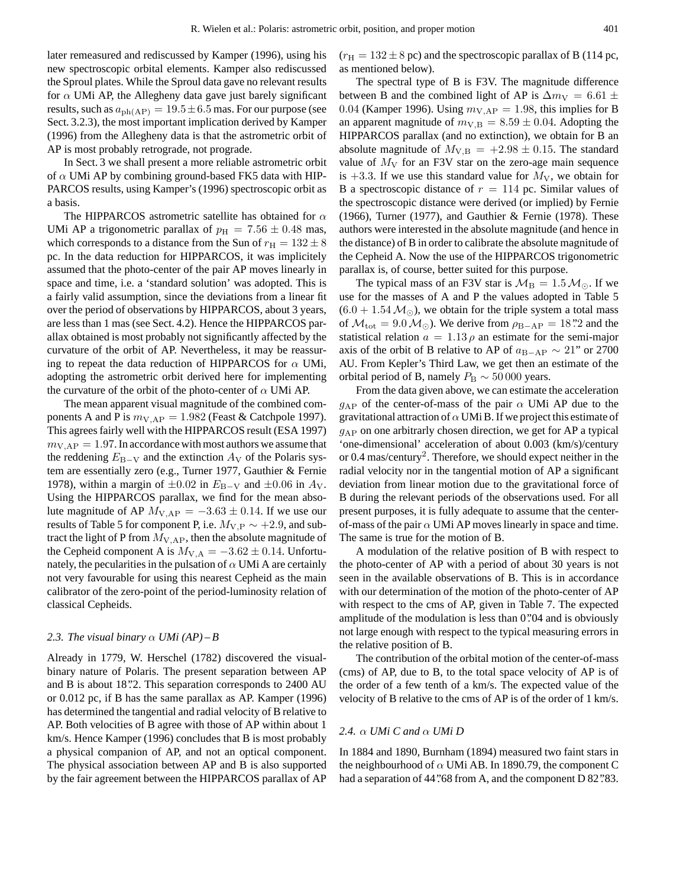later remeasured and rediscussed by Kamper (1996), using his new spectroscopic orbital elements. Kamper also rediscussed the Sproul plates. While the Sproul data gave no relevant results for $\alpha$ UMi AP, the Allegheny data gave just barely significant results, such as $a_{\rm ph(AP)} = 19.5 \pm 6.5$ mas. For our purpose (see Sect. 3.2.3), the most important implication derived by Kamper (1996) from the Allegheny data is that the astrometric orbit of AP is most probably retrograde, not prograde.

In Sect. 3 we shall present a more reliable astrometric orbit of $\alpha$ UMi AP by combining ground-based FK5 data with HIPPARCOS results, using Kamper's (1996) spectroscopic orbit as a basis.

The HIPPARCOS astrometric satellite has obtained for $\alpha$ UMi AP a trigonometric parallax of $p_{\rm H} = 7.56 \pm 0.48$ mas, which corresponds to a distance from the Sun of $r_{\rm H} = 132 \pm 8$ pc. In the data reduction for HIPPARCOS, it was implicitely assumed that the photo-center of the pair AP moves linearly in space and time, i.e. a 'standard solution' was adopted. This is a fairly valid assumption, since the deviations from a linear fit over the period of observations by HIPPARCOS, about 3 years, are less than 1 mas (see Sect. 4.2). Hence the HIPPARCOS parallax obtained is most probably not significantly affected by the curvature of the orbit of AP. Nevertheless, it may be reassuring to repeat the data reduction of HIPPARCOS for $\alpha$ UMi, adopting the astrometric orbit derived here for implementing the curvature of the orbit of the photo-center of $\alpha$ UMi AP.

The mean apparent visual magnitude of the combined components A and P is $m_{\rm V,AP} = 1.982$ (Feast & Catchpole 1997). This agrees fairly well with the HIPPARCOS result (ESA 1997) $m_{\rm V,AP} = 1.97$. In accordance with most authors we assume that the reddening $E_{\rm B-V}$ and the extinction $A_{\rm V}$ of the Polaris system are essentially zero (e.g., Turner 1977, Gauthier & Fernie 1978), within a margin of $\pm 0.02$ in $E_{\rm B-V}$ and $\pm 0.06$ in $A_{\rm V}$. Using the HIPPARCOS parallax, we find for the mean absolute magnitude of AP $M_{\rm V,AP} = -3.63 \pm 0.14$. If we use our results of Table 5 for component P, i.e. $M_{\rm V,P} \sim +2.9$, and subtract the light of P from $M_{\rm V,AP}$, then the absolute magnitude of the Cepheid component A is $M_{\rm V,A} = -3.62 \pm 0.14$. Unfortunately, the pecularities in the pulsation of $\alpha$ UMi A are certainly not very favourable for using this nearest Cepheid as the main calibrator of the zero-point of the period-luminosity relation of classical Cepheids.

### 2.3. The visual binary $\alpha$ UMi (AP) – B

Already in 1779, W. Herschel (1782) discovered the visual-binary nature of Polaris. The present separation between AP and B is about 18.″2. This separation corresponds to 2400 AU or 0.012 pc, if B has the same parallax as AP. Kamper (1996) has determined the tangential and radial velocity of B relative to AP. Both velocities of B agree with those of AP within about 1 km/s. Hence Kamper (1996) concludes that B is most probably a physical companion of AP, and not an optical component. The physical association between AP and B is also supported by the fair agreement between the HIPPARCOS parallax of AP ($r_{\rm H} = 132 \pm 8$ pc) and the spectroscopic parallax of B (114 pc, as mentioned below).

The spectral type of B is F3V. The magnitude difference between B and the combined light of AP is $\Delta m_{\rm V} = 6.61 \pm 0.04$ (Kamper 1996). Using $m_{\rm V,AP} = 1.98$, this implies for B an apparent magnitude of $m_{\rm V,B} = 8.59 \pm 0.04$. Adopting the HIPPARCOS parallax (and no extinction), we obtain for B an absolute magnitude of $M_{\rm V,B} = +2.98 \pm 0.15$. The standard value of $M_{\rm V}$ for an F3V star on the zero-age main sequence is $+3.3$. If we use this standard value for $M_{\rm V}$, we obtain for B a spectroscopic distance of $r = 114$ pc. Similar values of the spectroscopic distance were derived (or implied) by Fernie (1966), Turner (1977), and Gauthier & Fernie (1978). These authors were interested in the absolute magnitude (and hence in the distance) of B in order to calibrate the absolute magnitude of the Cepheid A. Now the use of the HIPPARCOS trigonometric parallax is, of course, better suited for this purpose.

The typical mass of an F3V star is $\mathcal{M}_{\rm B} = 1.5\,\mathcal{M}_\odot$. If we use for the masses of A and P the values adopted in Table 5 $(6.0 + 1.54\,\mathcal{M}_\odot)$, we obtain for the triple system a total mass of $\mathcal{M}_{\rm tot} = 9.0\,\mathcal{M}_\odot)$. We derive from $\rho_{\rm B-AP} = 18.''2$ and the statistical relation $a = 1.13\,\rho$ an estimate for the semi-major axis of the orbit of B relative to AP of $a_{\rm B-AP} \sim 21''$ or 2700 AU. From Kepler's Third Law, we get then an estimate of the orbital period of B, namely $P_{\rm B} \sim 50\,000$ years.

From the data given above, we can estimate the acceleration $g_{\rm AP}$ of the center-of-mass of the pair $\alpha$ UMi AP due to the gravitational attraction of $\alpha$ UMi B. If we project this estimate of $g_{\rm AP}$ on one arbitrarly chosen direction, we get for AP a typical 'one-dimensional' acceleration of about 0.003 (km/s)/century or 0.4 mas/century$^2$. Therefore, we should expect neither in the radial velocity nor in the tangential motion of AP a significant deviation from linear motion due to the gravitational force of B during the relevant periods of the observations used. For all present purposes, it is fully adequate to assume that the center-of-mass of the pair $\alpha$ UMi AP moves linearly in space and time. The same is true for the motion of B.

A modulation of the relative position of B with respect to the photo-center of AP with a period of about 30 years is not seen in the available observations of B. This is in accordance with our determination of the motion of the photo-center of AP with respect to the cms of AP, given in Table 7. The expected amplitude of the modulation is less than 0.″04 and is obviously not large enough with respect to the typical measuring errors in the relative position of B.

The contribution of the orbital motion of the center-of-mass (cms) of AP, due to B, to the total space velocity of AP is of the order of a few tenth of a km/s. The expected value of the velocity of B relative to the cms of AP is of the order of 1 km/s.

### 2.4. $\alpha$ UMi C and $\alpha$ UMi D

In 1884 and 1890, Burnham (1894) measured two faint stars in the neighbourhood of $\alpha$ UMi AB. In 1890.79, the component C had a separation of 44.″68 from A, and the component D 82.″83.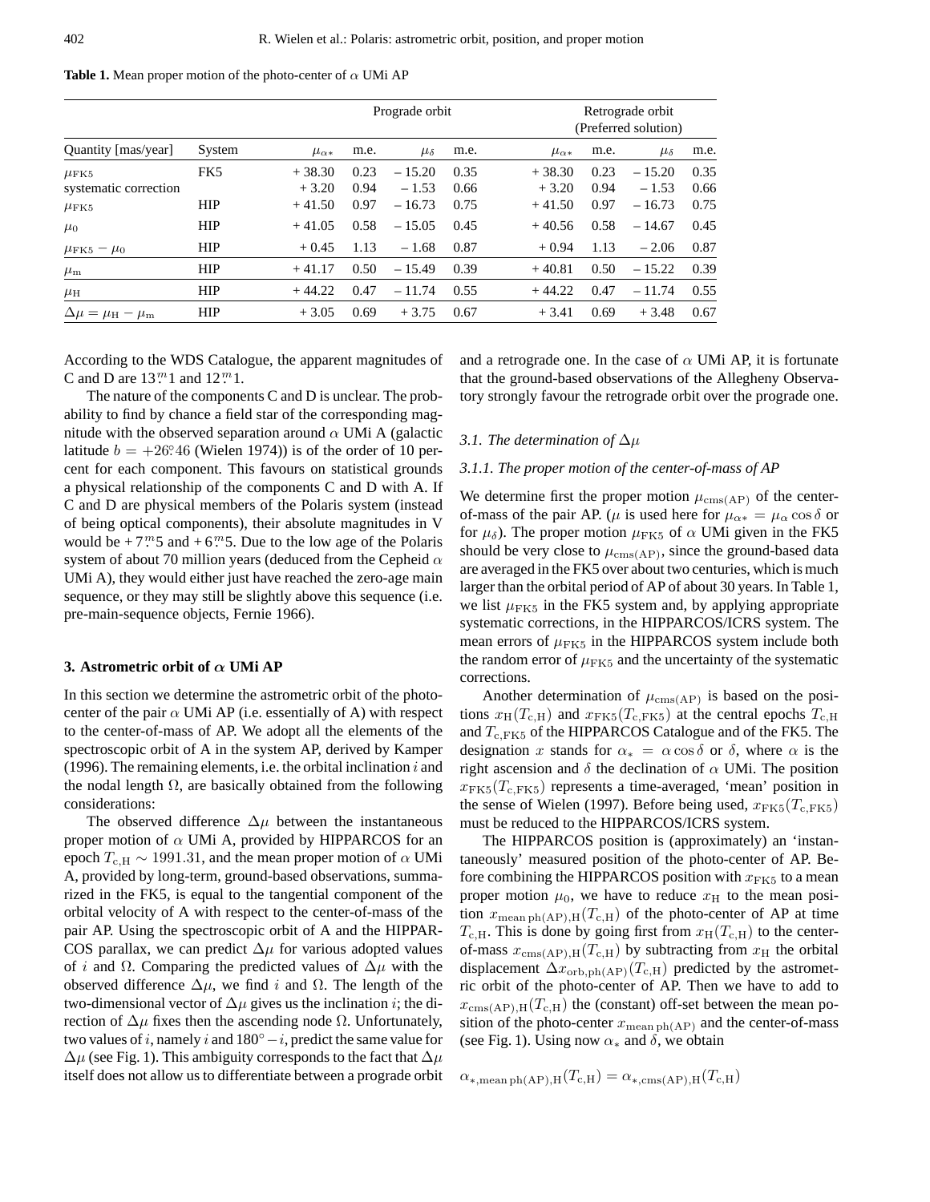**Table 1.** Mean proper motion of the photo-center of $\alpha$ UMi AP

| Quantity [mas/year] | System | Prograde orbit | | | | Retrograde orbit (Preferred solution) | | | |
|---|---|---|---|---|---|---|---|---|---|
| | | $\mu_{\alpha *}$ | m.e. | $\mu_\delta$ | m.e. | $\mu_{\alpha *}$ | m.e. | $\mu_\delta$ | m.e. |
| $\mu_{\rm FK5}$ | FK5 | + 38.30 | 0.23 | – 15.20 | 0.35 | + 38.30 | 0.23 | – 15.20 | 0.35 |
| systematic correction | | + 3.20 | 0.94 | – 1.53 | 0.66 | + 3.20 | 0.94 | – 1.53 | 0.66 |
| $\mu_{\rm FK5}$ | HIP | + 41.50 | 0.97 | – 16.73 | 0.75 | + 41.50 | 0.97 | – 16.73 | 0.75 |
| $\mu_0$ | HIP | + 41.05 | 0.58 | – 15.05 | 0.45 | + 40.56 | 0.58 | – 14.67 | 0.45 |
| $\mu_{\rm FK5} - \mu_0$ | HIP | + 0.45 | 1.13 | – 1.68 | 0.87 | + 0.94 | 1.13 | – 2.06 | 0.87 |
| $\mu_{\rm m}$ | HIP | + 41.17 | 0.50 | – 15.49 | 0.39 | + 40.81 | 0.50 | – 15.22 | 0.39 |
| $\mu_{\rm H}$ | HIP | + 44.22 | 0.47 | – 11.74 | 0.55 | + 44.22 | 0.47 | – 11.74 | 0.55 |
| $\Delta\mu = \mu_{\rm H} - \mu_{\rm m}$ | HIP | + 3.05 | 0.69 | + 3.75 | 0.67 | + 3.41 | 0.69 | + 3.48 | 0.67 |

According to the WDS Catalogue, the apparent magnitudes of C and D are $13\overset{m}{.}1$ and $12\overset{m}{.}1$.

The nature of the components C and D is unclear. The probability to find by chance a field star of the corresponding magnitude with the observed separation around $\alpha$ UMi A (galactic latitude $b = +26\overset{\circ}{.}46$ (Wielen 1974)) is of the order of 10 percent for each component. This favours on statistical grounds a physical relationship of the components C and D with A. If C and D are physical members of the Polaris system (instead of being optical components), their absolute magnitudes in V would be $+7\overset{m}{.}5$ and $+6\overset{m}{.}5$. Due to the low age of the Polaris system of about 70 million years (deduced from the Cepheid $\alpha$ UMi A), they would either just have reached the zero-age main sequence, or they may still be slightly above this sequence (i.e. pre-main-sequence objects, Fernie 1966).

## 3. Astrometric orbit of $\alpha$ UMi AP

In this section we determine the astrometric orbit of the photo-center of the pair $\alpha$ UMi AP (i.e. essentially of A) with respect to the center-of-mass of AP. We adopt all the elements of the spectroscopic orbit of A in the system AP, derived by Kamper (1996). The remaining elements, i.e. the orbital inclination $i$ and the nodal length $\Omega$, are basically obtained from the following considerations:

The observed difference $\Delta\mu$ between the instantaneous proper motion of $\alpha$ UMi A, provided by HIPPARCOS for an epoch $T_{\rm c,H} \sim 1991.31$, and the mean proper motion of $\alpha$ UMi A, provided by long-term, ground-based observations, summarized in the FK5, is equal to the tangential component of the orbital velocity of A with respect to the center-of-mass of the pair AP. Using the spectroscopic orbit of A and the HIPPARCOS parallax, we can predict $\Delta\mu$ for various adopted values of $i$ and $\Omega$. Comparing the predicted values of $\Delta\mu$ with the observed difference $\Delta\mu$, we find $i$ and $\Omega$. The length of the two-dimensional vector of $\Delta\mu$ gives us the inclination $i$; the direction of $\Delta\mu$ fixes then the ascending node $\Omega$. Unfortunately, two values of $i$, namely $i$ and $180^\circ - i$, predict the same value for $\Delta\mu$ (see Fig. 1). This ambiguity corresponds to the fact that $\Delta\mu$ itself does not allow us to differentiate between a prograde orbit and a retrograde one. In the case of $\alpha$ UMi AP, it is fortunate that the ground-based observations of the Allegheny Observatory strongly favour the retrograde orbit over the prograde one.

### 3.1. The determination of $\Delta\mu$

#### 3.1.1. The proper motion of the center-of-mass of AP

We determine first the proper motion $\mu_{\rm cms(AP)}$ of the center-of-mass of the pair AP. ($\mu$ is used here for $\mu_{\alpha *} = \mu_\alpha \cos\delta$ or for $\mu_\delta$). The proper motion $\mu_{\rm FK5}$ of $\alpha$ UMi given in the FK5 should be very close to $\mu_{\rm cms(AP)}$, since the ground-based data are averaged in the FK5 over about two centuries, which is much larger than the orbital period of AP of about 30 years. In Table 1, we list $\mu_{\rm FK5}$ in the FK5 system and, by applying appropriate systematic corrections, in the HIPPARCOS/ICRS system. The mean errors of $\mu_{\rm FK5}$ in the HIPPARCOS system include both the random error of $\mu_{\rm FK5}$ and the uncertainty of the systematic corrections.

Another determination of $\mu_{\rm cms(AP)}$ is based on the positions $x_{\rm H}(T_{\rm c,H})$ and $x_{\rm FK5}(T_{\rm c,FK5})$ at the central epochs $T_{\rm c,H}$ and $T_{\rm c,FK5}$ of the HIPPARCOS Catalogue and of the FK5. The designation $x$ stands for $\alpha_* = \alpha\cos\delta$ or $\delta$, where $\alpha$ is the right ascension and $\delta$ the declination of $\alpha$ UMi. The position $x_{\rm FK5}(T_{\rm c,FK5})$ represents a time-averaged, 'mean' position in the sense of Wielen (1997). Before being used, $x_{\rm FK5}(T_{\rm c,FK5})$ must be reduced to the HIPPARCOS/ICRS system.

The HIPPARCOS position is (approximately) an 'instantaneously' measured position of the photo-center of AP. Before combining the HIPPARCOS position with $x_{\rm FK5}$ to a mean proper motion $\mu_0$, we have to reduce $x_{\rm H}$ to the mean position $x_{\rm mean\,ph(AP),H}(T_{\rm c,H})$ of the photo-center of AP at time $T_{\rm c,H}$. This is done by going first from $x_{\rm H}(T_{\rm c,H})$ to the center-of-mass $x_{\rm cms(AP),H}(T_{\rm c,H})$ by subtracting from $x_{\rm H}$ the orbital displacement $\Delta x_{\rm orb,ph(AP)}(T_{\rm c,H})$ predicted by the astrometric orbit of the photo-center of AP. Then we have to add to $x_{\rm cms(AP),H}(T_{\rm c,H})$ the (constant) off-set between the mean position of the photo-center $x_{\rm mean\,ph(AP)}$ and the center-of-mass (see Fig. 1). Using now $\alpha_*$ and $\delta$, we obtain

$$\alpha_{*,\rm mean\,ph(AP),H}(T_{\rm c,H}) = \alpha_{*,\rm cms(AP),H}(T_{\rm c,H})$$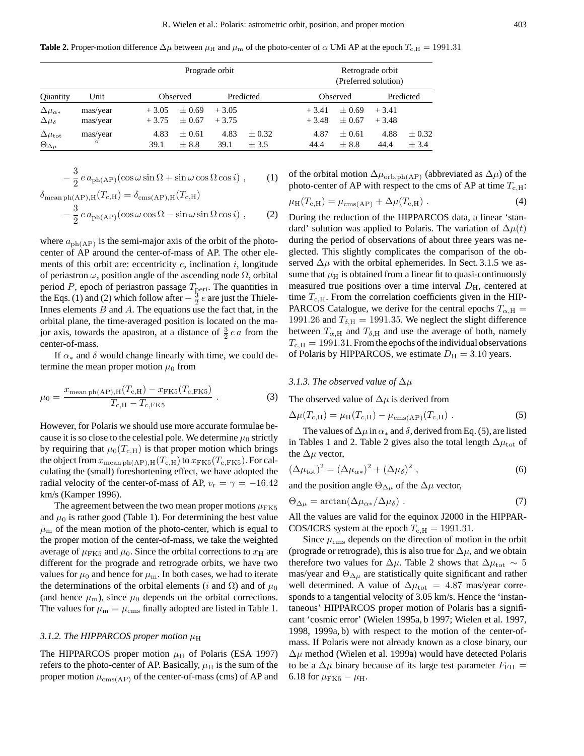**Table 2.** Proper-motion difference $\Delta\mu$ between $\mu_{\rm H}$ and $\mu_{\rm m}$ of the photo-center of $\alpha$ UMi AP at the epoch $T_{\rm c,H} = 1991.31$

| | | Prograde orbit | | | | Retrograde orbit (Preferred solution) | | | |
|---|---|---|---|---|---|---|---|---|---|
| Quantity | Unit | Observed | | Predicted | | Observed | | Predicted | |
| $\Delta\mu_{\alpha*}$ | mas/year | + 3.05 | ± 0.69 | + 3.05 | | + 3.41 | ± 0.69 | + 3.41 | |
| $\Delta\mu_{\delta}$ | mas/year | + 3.75 | ± 0.67 | + 3.75 | | + 3.48 | ± 0.67 | + 3.48 | |
| $\Delta\mu_{\rm tot}$ | mas/year | 4.83 | ± 0.61 | 4.83 | ± 0.32 | 4.87 | ± 0.61 | 4.88 | ± 0.32 |
| $\Theta_{\Delta\mu}$ | ° | 39.1 | ± 8.8 | 39.1 | ± 3.5 | 44.4 | ± 8.8 | 44.4 | ± 3.4 |

$$- \frac{3}{2}\, e\, a_{\rm ph(AP)} (\cos\omega \sin\Omega + \sin\omega \cos\Omega \cos i) \ , \quad (1)$$

$$\delta_{\rm mean\, ph(AP),H}(T_{\rm c,H}) = \delta_{\rm cms(AP),H}(T_{\rm c,H}) - \frac{3}{2}\, e\, a_{\rm ph(AP)} (\cos\omega \cos\Omega - \sin\omega \sin\Omega \cos i) \ , \quad (2)$$

where $a_{\rm ph(AP)}$ is the semi-major axis of the orbit of the photo-center of AP around the center-of-mass of AP. The other elements of this orbit are: eccentricity $e$, inclination $i$, longitude of periastron $\omega$, position angle of the ascending node $\Omega$, orbital period $P$, epoch of periastron passage $T_{\rm peri}$. The quantities in the Eqs. (1) and (2) which follow after $-\frac{3}{2}\,e$ are just the Thiele-Innes elements $B$ and $A$. The equations use the fact that, in the orbital plane, the time-averaged position is located on the major axis, towards the apastron, at a distance of $\frac{3}{2}\,e\,a$ from the center-of-mass.

If $\alpha_*$ and $\delta$ would change linearly with time, we could determine the mean proper motion $\mu_0$ from

$$\mu_0 = \frac{x_{\rm mean\, ph(AP),H}(T_{\rm c,H}) - x_{\rm FK5}(T_{\rm c,FK5})}{T_{\rm c,H} - T_{\rm c,FK5}} \ . \quad (3)$$

However, for Polaris we should use more accurate formulae because it is so close to the celestial pole. We determine $\mu_0$ strictly by requiring that $\mu_0(T_{\rm c,H})$ is that proper motion which brings the object from $x_{\rm mean\, ph(AP),H}(T_{\rm c,H})$ to $x_{\rm FK5}(T_{\rm c,FK5})$. For calculating the (small) foreshortening effect, we have adopted the radial velocity of the center-of-mass of AP, $v_{\rm r} = \gamma = -16.42$ km/s (Kamper 1996).

The agreement between the two mean proper motions $\mu_{\rm FK5}$ and $\mu_0$ is rather good (Table 1). For determining the best value $\mu_{\rm m}$ of the mean motion of the photo-center, which is equal to the proper motion of the center-of-mass, we take the weighted average of $\mu_{\rm FK5}$ and $\mu_0$. Since the orbital corrections to $x_{\rm H}$ are different for the prograde and retrograde orbits, we have two values for $\mu_0$ and hence for $\mu_{\rm m}$. In both cases, we had to iterate the determinations of the orbital elements ($i$ and $\Omega$) and of $\mu_0$ (and hence $\mu_{\rm m}$), since $\mu_0$ depends on the orbital corrections. The values for $\mu_{\rm m} = \mu_{\rm cms}$ finally adopted are listed in Table 1.

### 3.1.2. The HIPPARCOS proper motion $\mu_{\rm H}$

The HIPPARCOS proper motion $\mu_{\rm H}$ of Polaris (ESA 1997) refers to the photo-center of AP. Basically, $\mu_{\rm H}$ is the sum of the proper motion $\mu_{\rm cms(AP)}$ of the center-of-mass (cms) of AP and of the orbital motion $\Delta\mu_{\rm orb,ph(AP)}$ (abbreviated as $\Delta\mu$) of the photo-center of AP with respect to the cms of AP at time $T_{\rm c,H}$:

$$\mu_{\rm H}(T_{\rm c,H}) = \mu_{\rm cms(AP)} + \Delta\mu(T_{\rm c,H}) \ . \quad (4)$$

During the reduction of the HIPPARCOS data, a linear 'standard' solution was applied to Polaris. The variation of $\Delta\mu(t)$ during the period of observations of about three years was neglected. This slightly complicates the comparison of the observed $\Delta\mu$ with the orbital ephemerides. In Sect. 3.1.5 we assume that $\mu_{\rm H}$ is obtained from a linear fit to quasi-continuously measured true positions over a time interval $D_{\rm H}$, centered at time $T_{\rm c,H}$. From the correlation coefficients given in the HIPPARCOS Catalogue, we derive for the central epochs $T_{\alpha,\rm H} = 1991.26$ and $T_{\delta,\rm H} = 1991.35$. We neglect the slight difference between $T_{\alpha,\rm H}$ and $T_{\delta,\rm H}$ and use the average of both, namely $T_{\rm c,H} = 1991.31$. From the epochs of the individual observations of Polaris by HIPPARCOS, we estimate $D_{\rm H} = 3.10$ years.

### 3.1.3. The observed value of $\Delta\mu$

The observed value of $\Delta\mu$ is derived from

$$\Delta\mu(T_{\rm c,H}) = \mu_{\rm H}(T_{\rm c,H}) - \mu_{\rm cms(AP)}(T_{\rm c,H}) \ . \quad (5)$$

The values of $\Delta\mu$ in $\alpha_*$ and $\delta$, derived from Eq. (5), are listed in Tables 1 and 2. Table 2 gives also the total length $\Delta\mu_{\rm tot}$ of the $\Delta\mu$ vector,

$$(\Delta\mu_{\rm tot})^2 = (\Delta\mu_{\alpha*})^2 + (\Delta\mu_{\delta})^2 \ , \quad (6)$$

and the position angle $\Theta_{\Delta\mu}$ of the $\Delta\mu$ vector,

$$\Theta_{\Delta\mu} = \arctan(\Delta\mu_{\alpha*}/\Delta\mu_{\delta}) \ . \quad (7)$$

All the values are valid for the equinox J2000 in the HIPPARCOS/ICRS system at the epoch $T_{\rm c,H} = 1991.31$.

Since $\mu_{\rm cms}$ depends on the direction of motion in the orbit (prograde or retrograde), this is also true for $\Delta\mu$, and we obtain therefore two values for $\Delta\mu$. Table 2 shows that $\Delta\mu_{\rm tot} \sim 5$ mas/year and $\Theta_{\Delta\mu}$ are statistically quite significant and rather well determined. A value of $\Delta\mu_{\rm tot} = 4.87$ mas/year corresponds to a tangential velocity of 3.05 km/s. Hence the 'instantaneous' HIPPARCOS proper motion of Polaris has a significant 'cosmic error' (Wielen 1995a, b 1997; Wielen et al. 1997, 1998, 1999a, b) with respect to the motion of the center-of-mass. If Polaris were not already known as a close binary, our $\Delta\mu$ method (Wielen et al. 1999a) would have detected Polaris to be a $\Delta\mu$ binary because of its large test parameter $F_{\rm FH} = 6.18$ for $\mu_{\rm FK5} - \mu_{\rm H}$.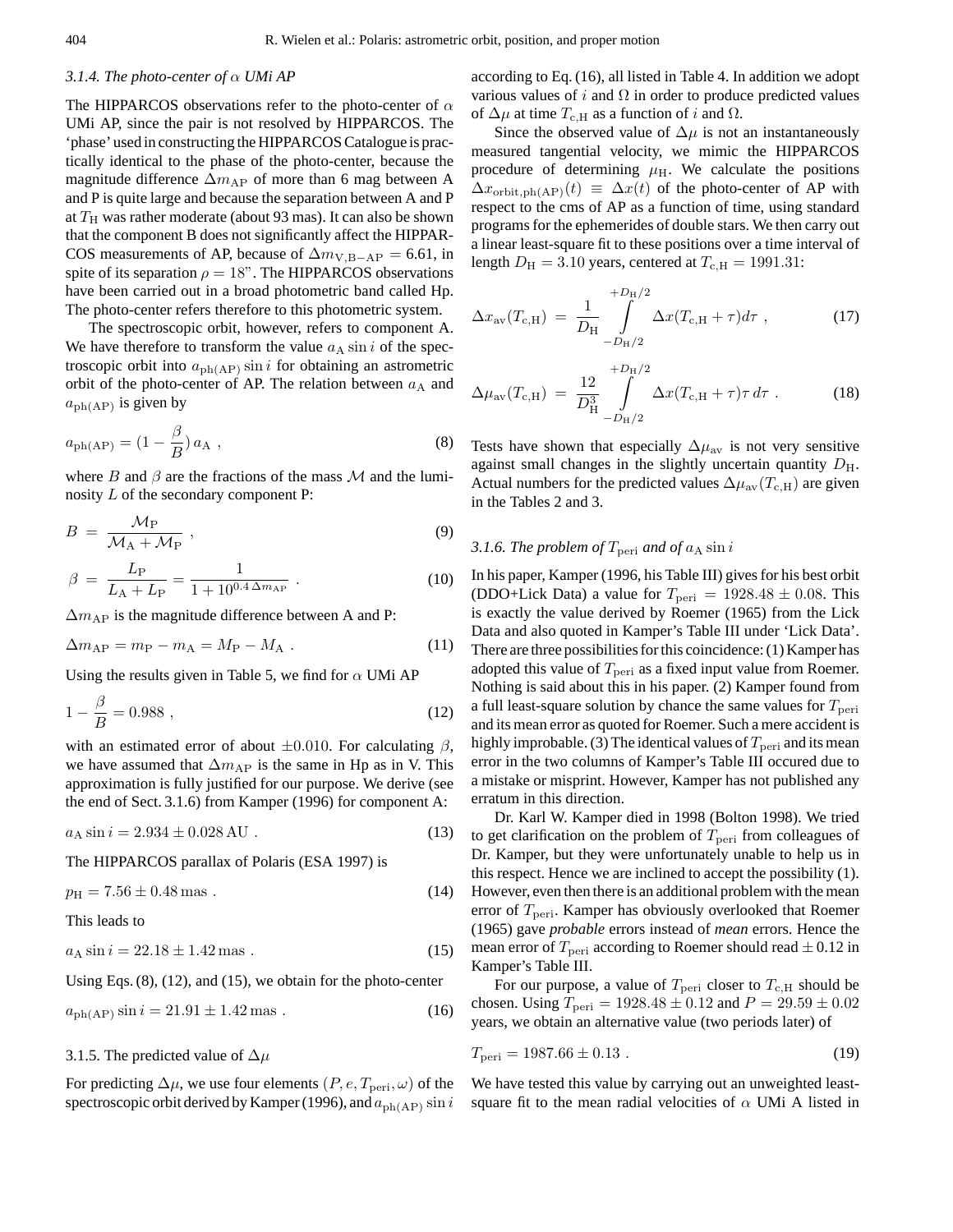### 3.1.4. The photo-center of $\alpha$ UMi AP

The HIPPARCOS observations refer to the photo-center of $\alpha$ UMi AP, since the pair is not resolved by HIPPARCOS. The 'phase' used in constructing the HIPPARCOS Catalogue is practically identical to the phase of the photo-center, because the magnitude difference $\Delta m_{\rm AP}$ of more than 6 mag between A and P is quite large and because the separation between A and P at $T_{\rm H}$ was rather moderate (about 93 mas). It can also be shown that the component B does not significantly affect the HIPPARCOS measurements of AP, because of $\Delta m_{\rm V,B-AP} = 6.61$, in spite of its separation $\rho = 18"$. The HIPPARCOS observations have been carried out in a broad photometric band called Hp. The photo-center refers therefore to this photometric system.

The spectroscopic orbit, however, refers to component A. We have therefore to transform the value $a_{\rm A} \sin i$ of the spectroscopic orbit into $a_{\rm ph(AP)} \sin i$ for obtaining an astrometric orbit of the photo-center of AP. The relation between $a_{\rm A}$ and $a_{\rm ph(AP)}$ is given by

$$a_{\rm ph(AP)} = (1 - \frac{\beta}{B})\, a_{\rm A} \ , \tag{8}$$

where $B$ and $\beta$ are the fractions of the mass $\mathcal{M}$ and the luminosity $L$ of the secondary component P:

$$B \ = \ \frac{\mathcal{M}_{\rm P}}{\mathcal{M}_{\rm A} + \mathcal{M}_{\rm P}} \ , \tag{9}$$

$$\beta \ = \ \frac{L_{\rm P}}{L_{\rm A} + L_{\rm P}} = \frac{1}{1 + 10^{0.4\,\Delta m_{\rm AP}}} \ . \tag{10}$$

$\Delta m_{\rm AP}$ is the magnitude difference between A and P:

$$\Delta m_{\rm AP} = m_{\rm P} - m_{\rm A} = M_{\rm P} - M_{\rm A} \ . \tag{11}$$

Using the results given in Table 5, we find for $\alpha$ UMi AP

$$1 - \frac{\beta}{B} = 0.988 \ , \tag{12}$$

with an estimated error of about $\pm 0.010$. For calculating $\beta$, we have assumed that $\Delta m_{\rm AP}$ is the same in Hp as in V. This approximation is fully justified for our purpose. We derive (see the end of Sect. 3.1.6) from Kamper (1996) for component A:

$$a_{\rm A} \sin i = 2.934 \pm 0.028\,{\rm AU} \ . \tag{13}$$

The HIPPARCOS parallax of Polaris (ESA 1997) is

$$p_{\rm H} = 7.56 \pm 0.48\,{\rm mas} \ . \tag{14}$$

This leads to

$$a_{\rm A} \sin i = 22.18 \pm 1.42\,{\rm mas} \ . \tag{15}$$

Using Eqs. (8), (12), and (15), we obtain for the photo-center

$$a_{\rm ph(AP)} \sin i = 21.91 \pm 1.42\,{\rm mas} \ . \tag{16}$$

### 3.1.5. The predicted value of $\Delta\mu$

For predicting $\Delta\mu$, we use four elements $(P, e, T_{\rm peri}, \omega)$ of the spectroscopic orbit derived by Kamper (1996), and $a_{\rm ph(AP)} \sin i$ according to Eq. (16), all listed in Table 4. In addition we adopt various values of $i$ and $\Omega$ in order to produce predicted values of $\Delta\mu$ at time $T_{\rm c,H}$ as a function of $i$ and $\Omega$.

Since the observed value of $\Delta\mu$ is not an instantaneously measured tangential velocity, we mimic the HIPPARCOS procedure of determining $\mu_{\rm H}$. We calculate the positions $\Delta x_{\rm orbit,ph(AP)}(t) \equiv \Delta x(t)$ of the photo-center of AP with respect to the cms of AP as a function of time, using standard programs for the ephemerides of double stars. We then carry out a linear least-square fit to these positions over a time interval of length $D_{\rm H} = 3.10$ years, centered at $T_{\rm c,H} = 1991.31$:

$$\Delta x_{\rm av}(T_{\rm c,H}) \ = \ \frac{1}{D_{\rm H}} \int\limits_{-D_{\rm H}/2}^{+D_{\rm H}/2} \Delta x(T_{\rm c,H} + \tau) d\tau \ , \tag{17}$$

$$\Delta\mu_{\rm av}(T_{\rm c,H}) \ = \ \frac{12}{D_{\rm H}^3} \int\limits_{-D_{\rm H}/2}^{+D_{\rm H}/2} \Delta x(T_{\rm c,H} + \tau)\tau\, d\tau \ . \tag{18}$$

Tests have shown that especially $\Delta\mu_{\rm av}$ is not very sensitive against small changes in the slightly uncertain quantity $D_{\rm H}$. Actual numbers for the predicted values $\Delta\mu_{\rm av}(T_{\rm c,H})$ are given in the Tables 2 and 3.

### 3.1.6. The problem of $T_{\rm peri}$ and of $a_{\rm A} \sin i$

In his paper, Kamper (1996, his Table III) gives for his best orbit (DDO+Lick Data) a value for $T_{\rm peri} = 1928.48 \pm 0.08$. This is exactly the value derived by Roemer (1965) from the Lick Data and also quoted in Kamper's Table III under 'Lick Data'. There are three possibilities for this coincidence: (1) Kamper has adopted this value of $T_{\rm peri}$ as a fixed input value from Roemer. Nothing is said about this in his paper. (2) Kamper found from a full least-square solution by chance the same values for $T_{\rm peri}$ and its mean error as quoted for Roemer. Such a mere accident is highly improbable. (3) The identical values of $T_{\rm peri}$ and its mean error in the two columns of Kamper's Table III occured due to a mistake or misprint. However, Kamper has not published any erratum in this direction.

Dr. Karl W. Kamper died in 1998 (Bolton 1998). We tried to get clarification on the problem of $T_{\rm peri}$ from colleagues of Dr. Kamper, but they were unfortunately unable to help us in this respect. Hence we are inclined to accept the possibility (1). However, even then there is an additional problem with the mean error of $T_{\rm peri}$. Kamper has obviously overlooked that Roemer (1965) gave *probable* errors instead of *mean* errors. Hence the mean error of $T_{\rm peri}$ according to Roemer should read $\pm\,0.12$ in Kamper's Table III.

For our purpose, a value of $T_{\rm peri}$ closer to $T_{\rm c,H}$ should be chosen. Using $T_{\rm peri} = 1928.48 \pm 0.12$ and $P = 29.59 \pm 0.02$ years, we obtain an alternative value (two periods later) of

$$T_{\rm peri} = 1987.66 \pm 0.13 \ . \tag{19}$$

We have tested this value by carrying out an unweighted least-square fit to the mean radial velocities of $\alpha$ UMi A listed in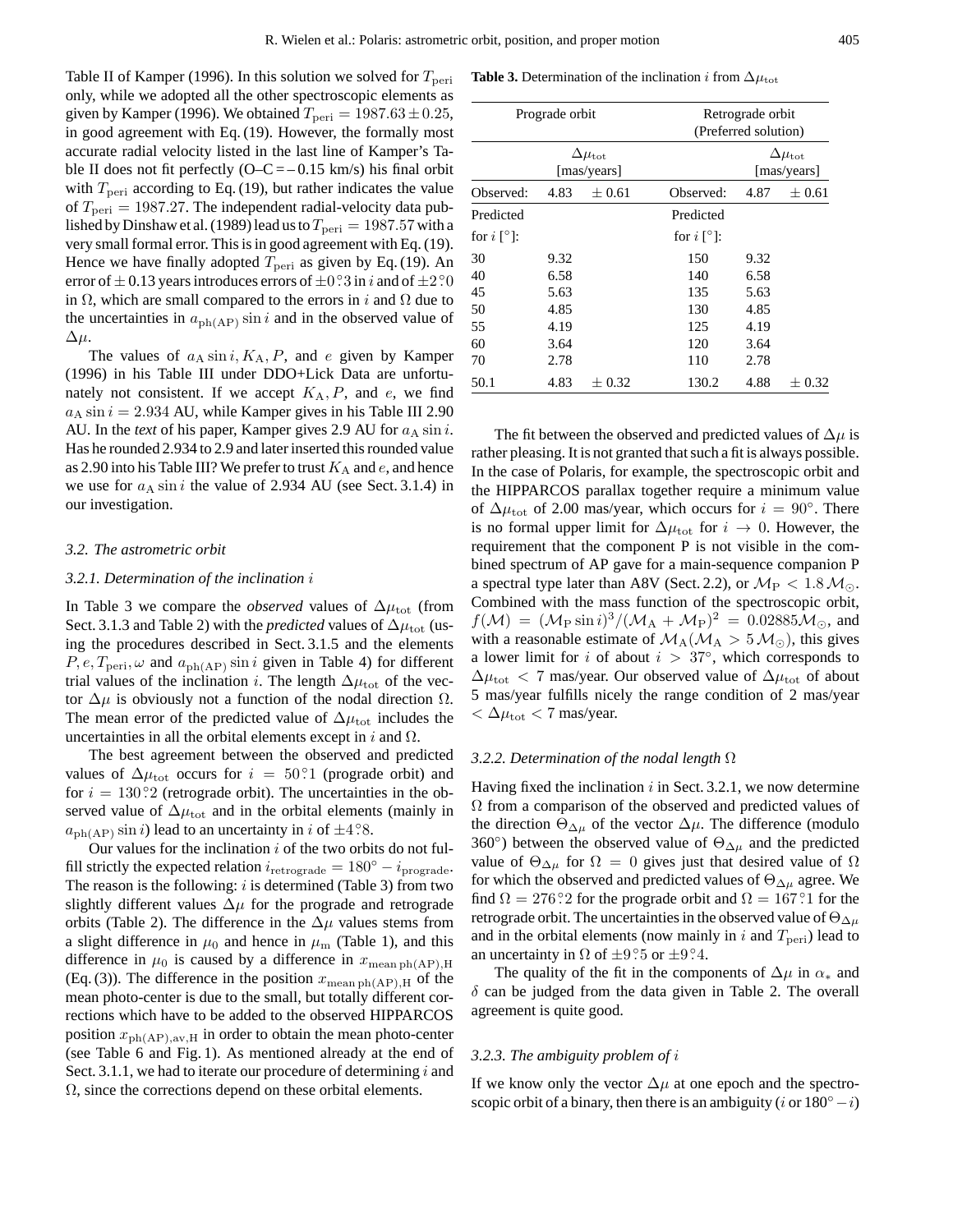Table II of Kamper (1996). In this solution we solved for $T_{\rm peri}$ only, while we adopted all the other spectroscopic elements as given by Kamper (1996). We obtained $T_{\rm peri} = 1987.63 \pm 0.25$, in good agreement with Eq. (19). However, the formally most accurate radial velocity listed in the last line of Kamper's Table II does not fit perfectly (O–C = – 0.15 km/s) his final orbit with $T_{\rm peri}$ according to Eq. (19), but rather indicates the value of $T_{\rm peri} = 1987.27$. The independent radial-velocity data published by Dinshaw et al. (1989) lead us to $T_{\rm peri} = 1987.57$ with a very small formal error. This is in good agreement with Eq. (19). Hence we have finally adopted $T_{\rm peri}$ as given by Eq. (19). An error of $\pm$ 0.13 years introduces errors of $\pm 0\overset{\circ}{.}3$ in $i$ and of $\pm 2\overset{\circ}{.}0$ in $\Omega$, which are small compared to the errors in $i$ and $\Omega$ due to the uncertainties in $a_{\rm ph(AP)} \sin i$ and in the observed value of $\Delta\mu$.

The values of $a_{\rm A} \sin i, K_{\rm A}, P$, and $e$ given by Kamper (1996) in his Table III under DDO+Lick Data are unfortunately not consistent. If we accept $K_{\rm A}, P$, and $e$, we find $a_{\rm A} \sin i = 2.934$ AU, while Kamper gives in his Table III 2.90 AU. In the *text* of his paper, Kamper gives 2.9 AU for $a_{\rm A} \sin i$. Has he rounded 2.934 to 2.9 and later inserted this rounded value as 2.90 into his Table III? We prefer to trust $K_{\rm A}$ and $e$, and hence we use for $a_{\rm A} \sin i$ the value of 2.934 AU (see Sect. 3.1.4) in our investigation.

### 3.2. The astrometric orbit

#### 3.2.1. Determination of the inclination $i$

In Table 3 we compare the *observed* values of $\Delta\mu_{\rm tot}$ (from Sect. 3.1.3 and Table 2) with the *predicted* values of $\Delta\mu_{\rm tot}$ (using the procedures described in Sect. 3.1.5 and the elements $P, e, T_{\rm peri}, \omega$ and $a_{\rm ph(AP)} \sin i$ given in Table 4) for different trial values of the inclination $i$. The length $\Delta\mu_{\rm tot}$ of the vector $\Delta\mu$ is obviously not a function of the nodal direction $\Omega$. The mean error of the predicted value of $\Delta\mu_{\rm tot}$ includes the uncertainties in all the orbital elements except in $i$ and $\Omega$.

The best agreement between the observed and predicted values of $\Delta\mu_{\rm tot}$ occurs for $i = 50\overset{\circ}{.}1$ (prograde orbit) and for $i = 130\overset{\circ}{.}2$ (retrograde orbit). The uncertainties in the observed value of $\Delta\mu_{\rm tot}$ and in the orbital elements (mainly in $a_{\rm ph(AP)} \sin i$) lead to an uncertainty in $i$ of $\pm 4\overset{\circ}{.}8$.

Our values for the inclination $i$ of the two orbits do not fulfill strictly the expected relation $i_{\rm retrograde} = 180^\circ - i_{\rm prograde}$. The reason is the following: $i$ is determined (Table 3) from two slightly different values $\Delta\mu$ for the prograde and retrograde orbits (Table 2). The difference in the $\Delta\mu$ values stems from a slight difference in $\mu_0$ and hence in $\mu_{\rm m}$ (Table 1), and this difference in $\mu_0$ is caused by a difference in $x_{\rm mean\,ph(AP),H}$ (Eq. (3)). The difference in the position $x_{\rm mean\,ph(AP),H}$ of the mean photo-center is due to the small, but totally different corrections which have to be added to the observed HIPPARCOS position $x_{\rm ph(AP),av,H}$ in order to obtain the mean photo-center (see Table 6 and Fig. 1). As mentioned already at the end of Sect. 3.1.1, we had to iterate our procedure of determining $i$ and $\Omega$, since the corrections depend on these orbital elements.

**Table 3.** Determination of the inclination $i$ from $\Delta\mu_{\rm tot}$

| Prograde orbit | | | Retrograde orbit (Preferred solution) | | |
|---|---|---|---|---|---|
| | $\Delta\mu_{\rm tot}$ [mas/years] | | | $\Delta\mu_{\rm tot}$ [mas/years] | |
| Observed: | 4.83 | $\pm$ 0.61 | Observed: | 4.87 | $\pm$ 0.61 |
| Predicted for $i$ [°]: | | | Predicted for $i$ [°]: | | |
| 30 | 9.32 | | 150 | 9.32 | |
| 40 | 6.58 | | 140 | 6.58 | |
| 45 | 5.63 | | 135 | 5.63 | |
| 50 | 4.85 | | 130 | 4.85 | |
| 55 | 4.19 | | 125 | 4.19 | |
| 60 | 3.64 | | 120 | 3.64 | |
| 70 | 2.78 | | 110 | 2.78 | |
| 50.1 | 4.83 | $\pm$ 0.32 | 130.2 | 4.88 | $\pm$ 0.32 |

The fit between the observed and predicted values of $\Delta\mu$ is rather pleasing. It is not granted that such a fit is always possible. In the case of Polaris, for example, the spectroscopic orbit and the HIPPARCOS parallax together require a minimum value of $\Delta\mu_{\rm tot}$ of 2.00 mas/year, which occurs for $i = 90^\circ$. There is no formal upper limit for $\Delta\mu_{\rm tot}$ for $i \to 0$. However, the requirement that the component P is not visible in the combined spectrum of AP gave for a main-sequence companion P a spectral type later than A8V (Sect. 2.2), or $\mathcal{M}_{\rm P} < 1.8\,\mathcal{M}_\odot$. Combined with the mass function of the spectroscopic orbit, $f(\mathcal{M}) = (\mathcal{M}_{\rm P} \sin i)^3/(\mathcal{M}_{\rm A} + \mathcal{M}_{\rm P})^2 = 0.02885\mathcal{M}_\odot$, and with a reasonable estimate of $\mathcal{M}_{\rm A} (\mathcal{M}_{\rm A} > 5\,\mathcal{M}_\odot)$, this gives a lower limit for $i$ of about $i > 37^\circ$, which corresponds to $\Delta\mu_{\rm tot} < 7$ mas/year. Our observed value of $\Delta\mu_{\rm tot}$ of about 5 mas/year fulfills nicely the range condition of 2 mas/year $< \Delta\mu_{\rm tot} <$ 7 mas/year.

#### 3.2.2. Determination of the nodal length $\Omega$

Having fixed the inclination $i$ in Sect. 3.2.1, we now determine $\Omega$ from a comparison of the observed and predicted values of the direction $\Theta_{\Delta\mu}$ of the vector $\Delta\mu$. The difference (modulo 360°) between the observed value of $\Theta_{\Delta\mu}$ and the predicted value of $\Theta_{\Delta\mu}$ for $\Omega = 0$ gives just that desired value of $\Omega$ for which the observed and predicted values of $\Theta_{\Delta\mu}$ agree. We find $\Omega = 276\overset{\circ}{.}2$ for the prograde orbit and $\Omega = 167\overset{\circ}{.}1$ for the retrograde orbit. The uncertainties in the observed value of $\Theta_{\Delta\mu}$ and in the orbital elements (now mainly in $i$ and $T_{\rm peri}$) lead to an uncertainty in $\Omega$ of $\pm 9\overset{\circ}{.}5$ or $\pm 9\overset{\circ}{.}4$.

The quality of the fit in the components of $\Delta\mu$ in $\alpha_*$ and $\delta$ can be judged from the data given in Table 2. The overall agreement is quite good.

#### 3.2.3. The ambiguity problem of $i$

If we know only the vector $\Delta\mu$ at one epoch and the spectroscopic orbit of a binary, then there is an ambiguity ($i$ or $180^\circ - i$)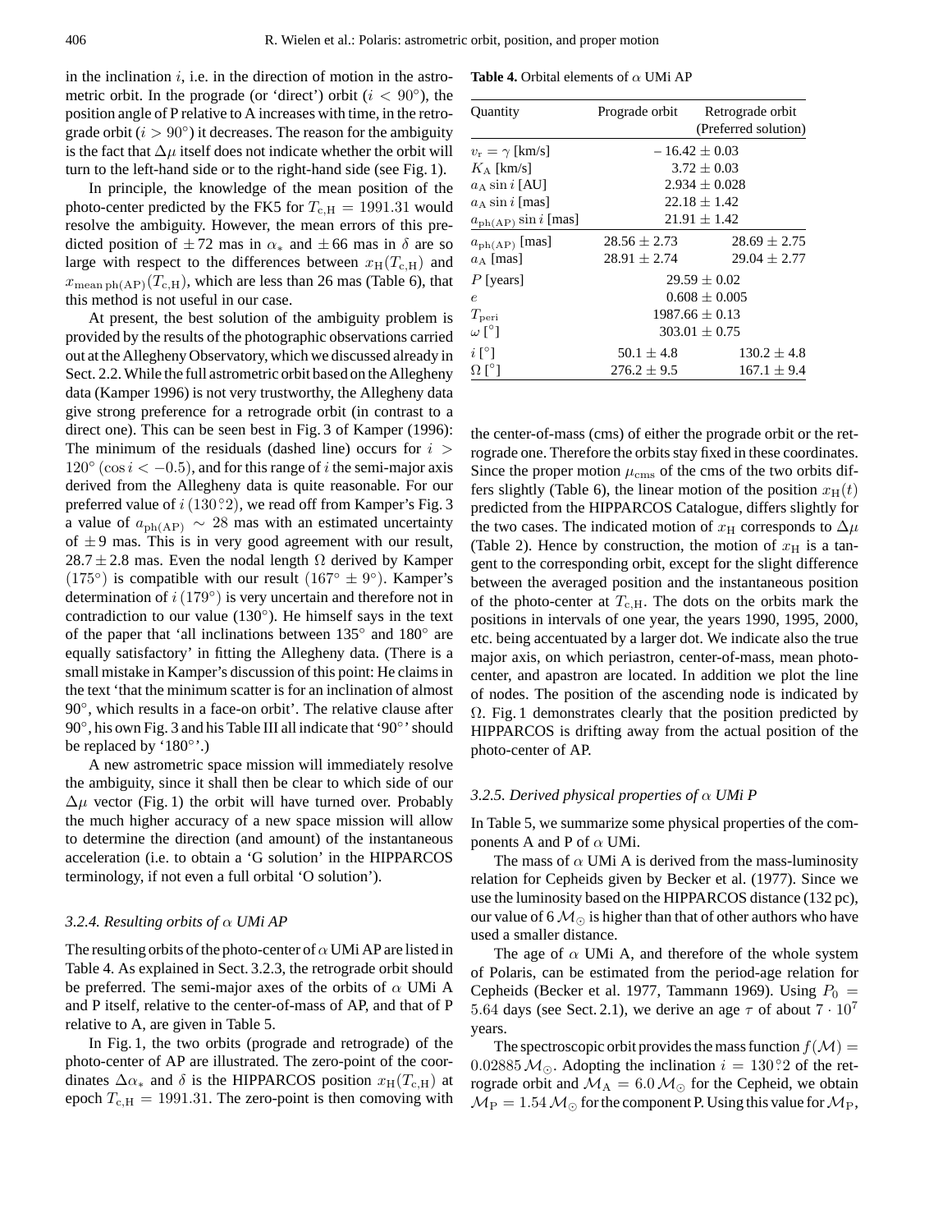in the inclination $i$, i.e. in the direction of motion in the astrometric orbit. In the prograde (or 'direct') orbit ($i < 90°$), the position angle of P relative to A increases with time, in the retrograde orbit ($i > 90°$) it decreases. The reason for the ambiguity is the fact that $\Delta\mu$ itself does not indicate whether the orbit will turn to the left-hand side or to the right-hand side (see Fig. 1).

In principle, the knowledge of the mean position of the photo-center predicted by the FK5 for $T_{\rm c,H} = 1991.31$ would resolve the ambiguity. However, the mean errors of this predicted position of $\pm 72$ mas in $\alpha_*$ and $\pm 66$ mas in $\delta$ are so large with respect to the differences between $x_{\rm H}(T_{\rm c,H})$ and $x_{\rm mean\,ph(AP)}(T_{\rm c,H})$, which are less than 26 mas (Table 6), that this method is not useful in our case.

At present, the best solution of the ambiguity problem is provided by the results of the photographic observations carried out at the Allegheny Observatory, which we discussed already in Sect. 2.2. While the full astrometric orbit based on the Allegheny data (Kamper 1996) is not very trustworthy, the Allegheny data give strong preference for a retrograde orbit (in contrast to a direct one). This can be seen best in Fig. 3 of Kamper (1996): The minimum of the residuals (dashed line) occurs for $i > 120°$ ($\cos i < -0.5$), and for this range of $i$ the semi-major axis derived from the Allegheny data is quite reasonable. For our preferred value of $i$ ($130.°2$), we read off from Kamper's Fig. 3 a value of $a_{\rm ph(AP)} \sim 28$ mas with an estimated uncertainty of $\pm 9$ mas. This is in very good agreement with our result, $28.7 \pm 2.8$ mas. Even the nodal length $\Omega$ derived by Kamper ($175°$) is compatible with our result ($167° \pm 9°$). Kamper's determination of $i$ ($179°$) is very uncertain and therefore not in contradiction to our value ($130°$). He himself says in the text of the paper that 'all inclinations between $135°$ and $180°$ are equally satisfactory' in fitting the Allegheny data. (There is a small mistake in Kamper's discussion of this point: He claims in the text 'that the minimum scatter is for an inclination of almost $90°$, which results in a face-on orbit'. The relative clause after $90°$, his own Fig. 3 and his Table III all indicate that '$90°$' should be replaced by '$180°$'.)

A new astrometric space mission will immediately resolve the ambiguity, since it shall then be clear to which side of our $\Delta\mu$ vector (Fig. 1) the orbit will have turned over. Probably the much higher accuracy of a new space mission will allow to determine the direction (and amount) of the instantaneous acceleration (i.e. to obtain a 'G solution' in the HIPPARCOS terminology, if not even a full orbital 'O solution').

### 3.2.4. Resulting orbits of $\alpha$ UMi AP

The resulting orbits of the photo-center of $\alpha$ UMi AP are listed in Table 4. As explained in Sect. 3.2.3, the retrograde orbit should be preferred. The semi-major axes of the orbits of $\alpha$ UMi A and P itself, relative to the center-of-mass of AP, and that of P relative to A, are given in Table 5.

In Fig. 1, the two orbits (prograde and retrograde) of the photo-center of AP are illustrated. The zero-point of the coordinates $\Delta\alpha_*$ and $\delta$ is the HIPPARCOS position $x_{\rm H}(T_{\rm c,H})$ at epoch $T_{\rm c,H} = 1991.31$. The zero-point is then comoving with the center-of-mass (cms) of either the prograde orbit or the retrograde one. Therefore the orbits stay fixed in these coordinates. Since the proper motion $\mu_{\rm cms}$ of the cms of the two orbits differs slightly (Table 6), the linear motion of the position $x_{\rm H}(t)$ predicted from the HIPPARCOS Catalogue, differs slightly for the two cases. The indicated motion of $x_{\rm H}$ corresponds to $\Delta\mu$ (Table 2). Hence by construction, the motion of $x_{\rm H}$ is a tangent to the corresponding orbit, except for the slight difference between the averaged position and the instantaneous position of the photo-center at $T_{\rm c,H}$. The dots on the orbits mark the positions in intervals of one year, the years 1990, 1995, 2000, etc. being accentuated by a larger dot. We indicate also the true major axis, on which periastron, center-of-mass, mean photo-center, and apastron are located. In addition we plot the line of nodes. The position of the ascending node is indicated by $\Omega$. Fig. 1 demonstrates clearly that the position predicted by HIPPARCOS is drifting away from the actual position of the photo-center of AP.

**Table 4.** Orbital elements of $\alpha$ UMi AP

| Quantity | Prograde orbit | Retrograde orbit (Preferred solution) |
|---|---|---|
| $v_{\rm r} = \gamma$ [km/s] | $-16.42 \pm 0.03$ | |
| $K_{\rm A}$ [km/s] | $3.72 \pm 0.03$ | |
| $a_{\rm A} \sin i$ [AU] | $2.934 \pm 0.028$ | |
| $a_{\rm A} \sin i$ [mas] | $22.18 \pm 1.42$ | |
| $a_{\rm ph(AP)} \sin i$ [mas] | $21.91 \pm 1.42$ | |
| $a_{\rm ph(AP)}$ [mas] | $28.56 \pm 2.73$ | $28.69 \pm 2.75$ |
| $a_{\rm A}$ [mas] | $28.91 \pm 2.74$ | $29.04 \pm 2.77$ |
| $P$ [years] | $29.59 \pm 0.02$ | |
| $e$ | $0.608 \pm 0.005$ | |
| $T_{\rm peri}$ | $1987.66 \pm 0.13$ | |
| $\omega$ [°] | $303.01 \pm 0.75$ | |
| $i$ [°] | $50.1 \pm 4.8$ | $130.2 \pm 4.8$ |
| $\Omega$ [°] | $276.2 \pm 9.5$ | $167.1 \pm 9.4$ |

### 3.2.5. Derived physical properties of $\alpha$ UMi P

In Table 5, we summarize some physical properties of the components A and P of $\alpha$ UMi.

The mass of $\alpha$ UMi A is derived from the mass-luminosity relation for Cepheids given by Becker et al. (1977). Since we use the luminosity based on the HIPPARCOS distance (132 pc), our value of $6\,\mathcal{M}_\odot$ is higher than that of other authors who have used a smaller distance.

The age of $\alpha$ UMi A, and therefore of the whole system of Polaris, can be estimated from the period-age relation for Cepheids (Becker et al. 1977, Tammann 1969). Using $P_0 = 5.64$ days (see Sect. 2.1), we derive an age $\tau$ of about $7 \cdot 10^7$ years.

The spectroscopic orbit provides the mass function $f(\mathcal{M}) = 0.02885\,\mathcal{M}_\odot$. Adopting the inclination $i = 130.°2$ of the retrograde orbit and $\mathcal{M}_{\rm A} = 6.0\,\mathcal{M}_\odot$ for the Cepheid, we obtain $\mathcal{M}_{\rm P} = 1.54\,\mathcal{M}_\odot$ for the component P. Using this value for $\mathcal{M}_{\rm P}$,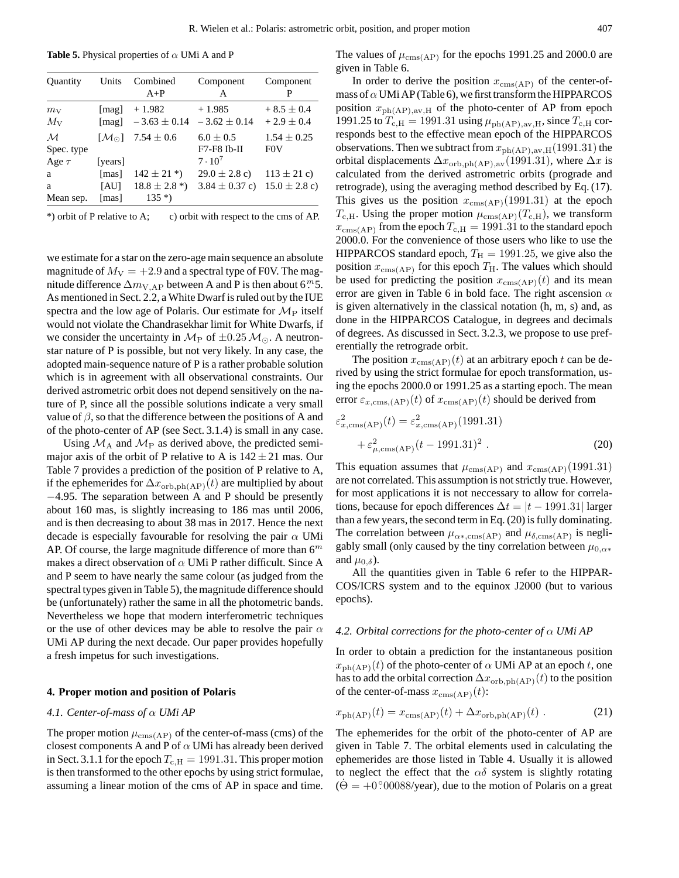**Table 5.** Physical properties of $\alpha$ UMi A and P

| Quantity | Units | Combined A+P | Component A | Component P |
|---|---|---|---|---|
| $m_V$ | [mag] | + 1.982 | + 1.985 | + 8.5 ± 0.4 |
| $M_V$ | [mag] | − 3.63 ± 0.14 | − 3.62 ± 0.14 | + 2.9 ± 0.4 |
| $\mathcal{M}$ | [$\mathcal{M}_\odot$] | 7.54 ± 0.6 | 6.0 ± 0.5 | 1.54 ± 0.25 |
| Spec. type | | | F7-F8 Ib-II | F0V |
| Age $\tau$ | [years] | | $7 \cdot 10^7$ | |
| a | [mas] | 142 ± 21 *) | 29.0 ± 2.8 c) | 113 ± 21 c) |
| a | [AU] | 18.8 ± 2.8 *) | 3.84 ± 0.37 c) | 15.0 ± 2.8 c) |
| Mean sep. | [mas] | 135 *) | | |

*) orbit of P relative to A; c) orbit with respect to the cms of AP.

we estimate for a star on the zero-age main sequence an absolute magnitude of $M_V = +2.9$ and a spectral type of F0V. The magnitude difference $\Delta m_{V,AP}$ between A and P is then about $6\overset{m}{.}5$. As mentioned in Sect. 2.2, a White Dwarf is ruled out by the IUE spectra and the low age of Polaris. Our estimate for $\mathcal{M}_P$ itself would not violate the Chandrasekhar limit for White Dwarfs, if we consider the uncertainty in $\mathcal{M}_P$ of $\pm 0.25\,\mathcal{M}_\odot$. A neutron-star nature of P is possible, but not very likely. In any case, the adopted main-sequence nature of P is a rather probable solution which is in agreement with all observational constraints. Our derived astrometric orbit does not depend sensitively on the nature of P, since all the possible solutions indicate a very small value of $\beta$, so that the difference between the positions of A and of the photo-center of AP (see Sect. 3.1.4) is small in any case.

Using $\mathcal{M}_A$ and $\mathcal{M}_P$ as derived above, the predicted semi-major axis of the orbit of P relative to A is $142 \pm 21$ mas. Our Table 7 provides a prediction of the position of P relative to A, if the ephemerides for $\Delta x_{\mathrm{orb,ph(AP)}}(t)$ are multiplied by about −4.95. The separation between A and P should be presently about 160 mas, is slightly increasing to 186 mas until 2006, and is then decreasing to about 38 mas in 2017. Hence the next decade is especially favourable for resolving the pair $\alpha$ UMi AP. Of course, the large magnitude difference of more than $6^m$ makes a direct observation of $\alpha$ UMi P rather difficult. Since A and P seem to have nearly the same colour (as judged from the spectral types given in Table 5), the magnitude difference should be (unfortunately) rather the same in all the photometric bands. Nevertheless we hope that modern interferometric techniques or the use of other devices may be able to resolve the pair $\alpha$ UMi AP during the next decade. Our paper provides hopefully a fresh impetus for such investigations.

## 4. Proper motion and position of Polaris

### *4.1. Center-of-mass of $\alpha$ UMi AP*

The proper motion $\mu_{\mathrm{cms(AP)}}$ of the center-of-mass (cms) of the closest components A and P of $\alpha$ UMi has already been derived in Sect. 3.1.1 for the epoch $T_{\mathrm{c,H}} = 1991.31$. This proper motion is then transformed to the other epochs by using strict formulae, assuming a linear motion of the cms of AP in space and time. The values of $\mu_{\mathrm{cms(AP)}}$ for the epochs 1991.25 and 2000.0 are given in Table 6.

In order to derive the position $x_{\mathrm{cms(AP)}}$ of the center-of-mass of $\alpha$ UMi AP (Table 6), we first transform the HIPPARCOS position $x_{\mathrm{ph(AP),av,H}}$ of the photo-center of AP from epoch 1991.25 to $T_{\mathrm{c,H}} = 1991.31$ using $\mu_{\mathrm{ph(AP),av,H}}$, since $T_{\mathrm{c,H}}$ corresponds best to the effective mean epoch of the HIPPARCOS observations. Then we subtract from $x_{\mathrm{ph(AP),av,H}}(1991.31)$ the orbital displacements $\Delta x_{\mathrm{orb,ph(AP),av}}(1991.31)$, where $\Delta x$ is calculated from the derived astrometric orbits (prograde and retrograde), using the averaging method described by Eq. (17). This gives us the position $x_{\mathrm{cms(AP)}}(1991.31)$ at the epoch $T_{\mathrm{c,H}}$. Using the proper motion $\mu_{\mathrm{cms(AP)}}(T_{\mathrm{c,H}})$, we transform $x_{\mathrm{cms(AP)}}$ from the epoch $T_{\mathrm{c,H}} = 1991.31$ to the standard epoch 2000.0. For the convenience of those users who like to use the HIPPARCOS standard epoch, $T_{\mathrm{H}} = 1991.25$, we give also the position $x_{\mathrm{cms(AP)}}$ for this epoch $T_{\mathrm{H}}$. The values which should be used for predicting the position $x_{\mathrm{cms(AP)}}(t)$ and its mean error are given in Table 6 in bold face. The right ascension $\alpha$ is given alternatively in the classical notation (h, m, s) and, as done in the HIPPARCOS Catalogue, in degrees and decimals of degrees. As discussed in Sect. 3.2.3, we propose to use preferentially the retrograde orbit.

The position $x_{\mathrm{cms(AP)}}(t)$ at an arbitrary epoch $t$ can be derived by using the strict formulae for epoch transformation, using the epochs 2000.0 or 1991.25 as a starting epoch. The mean error $\varepsilon_{x,\mathrm{cms,(AP)}}(t)$ of $x_{\mathrm{cms(AP)}}(t)$ should be derived from

$$\varepsilon^2_{x,\mathrm{cms(AP)}}(t) = \varepsilon^2_{x,\mathrm{cms(AP)}}(1991.31) + \varepsilon^2_{\mu,\mathrm{cms(AP)}}(t - 1991.31)^2 \ . \qquad (20)$$

This equation assumes that $\mu_{\mathrm{cms(AP)}}$ and $x_{\mathrm{cms(AP)}}(1991.31)$ are not correlated. This assumption is not strictly true. However, for most applications it is not neccessary to allow for correlations, because for epoch differences $\Delta t = |t - 1991.31|$ larger than a few years, the second term in Eq. (20) is fully dominating. The correlation between $\mu_{\alpha*,\mathrm{cms(AP)}}$ and $\mu_{\delta,\mathrm{cms(AP)}}$ is negligably small (only caused by the tiny correlation between $\mu_{0,\alpha*}$ and $\mu_{0,\delta}$).

All the quantities given in Table 6 refer to the HIPPARCOS/ICRS system and to the equinox J2000 (but to various epochs).

### *4.2. Orbital corrections for the photo-center of $\alpha$ UMi AP*

In order to obtain a prediction for the instantaneous position $x_{\mathrm{ph(AP)}}(t)$ of the photo-center of $\alpha$ UMi AP at an epoch $t$, one has to add the orbital correction $\Delta x_{\mathrm{orb,ph(AP)}}(t)$ to the position of the center-of-mass $x_{\mathrm{cms(AP)}}(t)$:

$$x_{\mathrm{ph(AP)}}(t) = x_{\mathrm{cms(AP)}}(t) + \Delta x_{\mathrm{orb,ph(AP)}}(t) \ . \qquad (21)$$

The ephemerides for the orbit of the photo-center of AP are given in Table 7. The orbital elements used in calculating the ephemerides are those listed in Table 4. Usually it is allowed to neglect the effect that the $\alpha\delta$ system is slightly rotating ($\dot{\Theta} = +0\overset{\circ}{.}00088$/year), due to the motion of Polaris on a great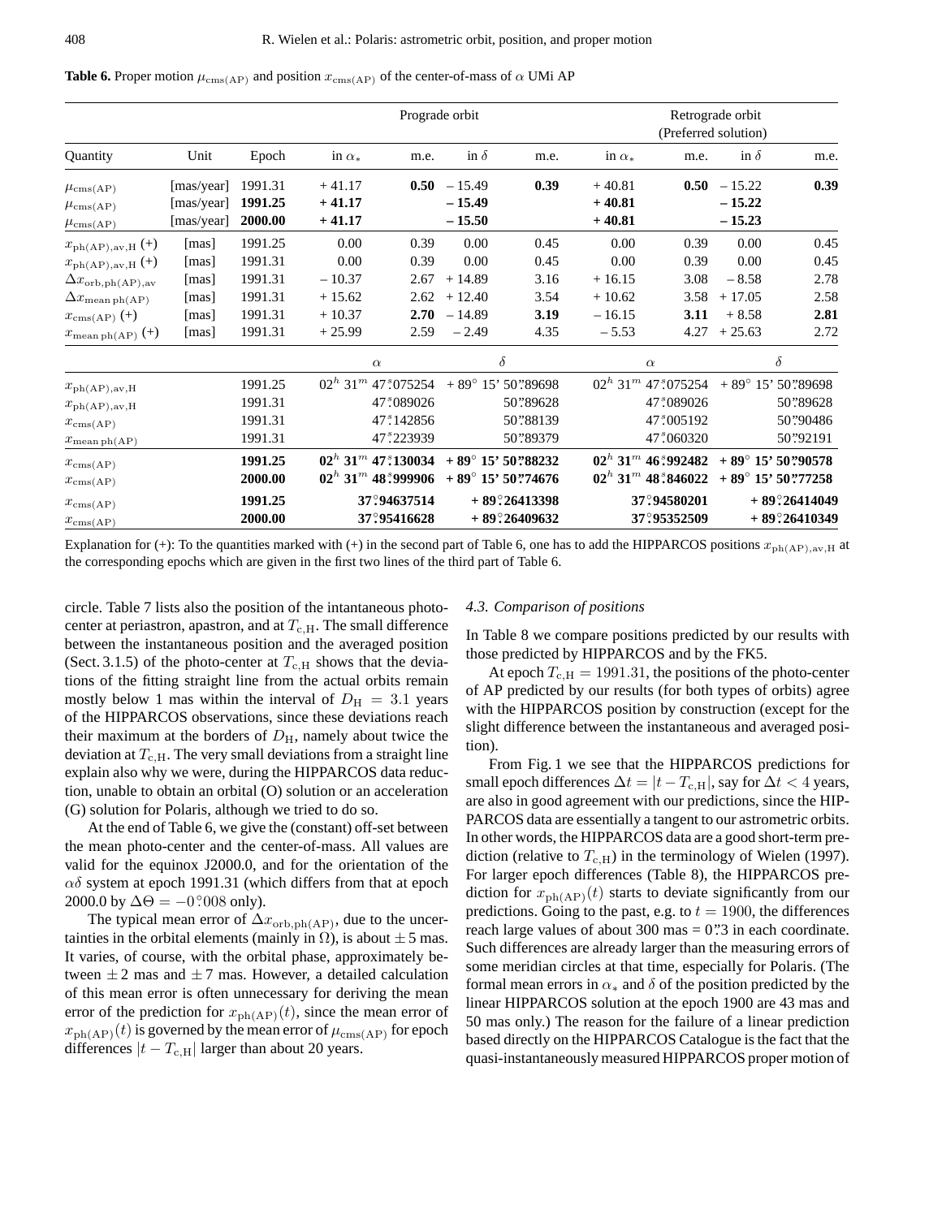**Table 6.** Proper motion $\mu_{\mathrm{cms(AP)}}$ and position $x_{\mathrm{cms(AP)}}$ of the center-of-mass of $\alpha$ UMi AP

| | | | Prograde orbit | | | | Retrograde orbit (Preferred solution) | | | |
|---|---|---|---|---|---|---|---|---|---|---|
| Quantity | Unit | Epoch | in $\alpha_*$ | m.e. | in $\delta$ | m.e. | in $\alpha_*$ | m.e. | in $\delta$ | m.e. |
| $\mu_{\mathrm{cms(AP)}}$ | [mas/year] | 1991.31 | + 41.17 | **0.50** | – 15.49 | **0.39** | + 40.81 | **0.50** | – 15.22 | **0.39** |
| $\mu_{\mathrm{cms(AP)}}$ | [mas/year] | **1991.25** | **+ 41.17** | | **– 15.49** | | **+ 40.81** | | **– 15.22** | |
| $\mu_{\mathrm{cms(AP)}}$ | [mas/year] | **2000.00** | **+ 41.17** | | **– 15.50** | | **+ 40.81** | | **– 15.23** | |
| $x_{\mathrm{ph(AP),av,H}}$ (+) | [mas] | 1991.25 | 0.00 | 0.39 | 0.00 | 0.45 | 0.00 | 0.39 | 0.00 | 0.45 |
| $x_{\mathrm{ph(AP),av,H}}$ (+) | [mas] | 1991.31 | 0.00 | 0.39 | 0.00 | 0.45 | 0.00 | 0.39 | 0.00 | 0.45 |
| $\Delta x_{\mathrm{orb,ph(AP),av}}$ | [mas] | 1991.31 | – 10.37 | 2.67 | + 14.89 | 3.16 | + 16.15 | 3.08 | – 8.58 | 2.78 |
| $\Delta x_{\mathrm{mean\,ph(AP)}}$ | [mas] | 1991.31 | + 15.62 | 2.62 | + 12.40 | 3.54 | + 10.62 | 3.58 | + 17.05 | 2.58 |
| $x_{\mathrm{cms(AP)}}$ (+) | [mas] | 1991.31 | + 10.37 | **2.70** | – 14.89 | **3.19** | – 16.15 | **3.11** | + 8.58 | **2.81** |
| $x_{\mathrm{mean\,ph(AP)}}$ (+) | [mas] | 1991.31 | + 25.99 | 2.59 | – 2.49 | 4.35 | – 5.53 | 4.27 | + 25.63 | 2.72 |
| | | | $\alpha$ | | $\delta$ | | $\alpha$ | | $\delta$ | |
| $x_{\mathrm{ph(AP),av,H}}$ | | 1991.25 | $02^h\ 31^m\ 47^s.075254$ | | +89° 15′ 50″.89698 | | $02^h\ 31^m\ 47^s.075254$ | | +89° 15′ 50″.89698 | |
| $x_{\mathrm{ph(AP),av,H}}$ | | 1991.31 | $47^s.089026$ | | 50″.89628 | | $47^s.089026$ | | 50″.89628 | |
| $x_{\mathrm{cms(AP)}}$ | | 1991.31 | $47^s.142856$ | | 50″.88139 | | $47^s.005192$ | | 50″.90486 | |
| $x_{\mathrm{mean\,ph(AP)}}$ | | 1991.31 | $47^s.223939$ | | 50″.89379 | | $47^s.060320$ | | 50″.92191 | |
| $x_{\mathrm{cms(AP)}}$ | | **1991.25** | **$02^h\ 31^m\ 47^s.130034$** | | **+89° 15′ 50″.88232** | | **$02^h\ 31^m\ 46^s.992482$** | | **+89° 15′ 50″.90578** | |
| $x_{\mathrm{cms(AP)}}$ | | **2000.00** | **$02^h\ 31^m\ 48^s.999906$** | | **+89° 15′ 50″.74676** | | **$02^h\ 31^m\ 48^s.846022$** | | **+89° 15′ 50″.77258** | |
| $x_{\mathrm{cms(AP)}}$ | | **1991.25** | **37°.94637514** | | **+89°.26413398** | | **37°.94580201** | | **+89°.26414049** | |
| $x_{\mathrm{cms(AP)}}$ | | **2000.00** | **37°.95416628** | | **+89°.26409632** | | **37°.95352509** | | **+89°.26410349** | |

Explanation for (+): To the quantities marked with (+) in the second part of Table 6, one has to add the HIPPARCOS positions $x_{\mathrm{ph(AP),av,H}}$ at the corresponding epochs which are given in the first two lines of the third part of Table 6.

circle. Table 7 lists also the position of the intantaneous photo-center at periastron, apastron, and at $T_{\mathrm{c,H}}$. The small difference between the instantaneous position and the averaged position (Sect. 3.1.5) of the photo-center at $T_{\mathrm{c,H}}$ shows that the deviations of the fitting straight line from the actual orbits remain mostly below 1 mas within the interval of $D_{\mathrm{H}} = 3.1$ years of the HIPPARCOS observations, since these deviations reach their maximum at the borders of $D_{\mathrm{H}}$, namely about twice the deviation at $T_{\mathrm{c,H}}$. The very small deviations from a straight line explain also why we were, during the HIPPARCOS data reduction, unable to obtain an orbital (O) solution or an acceleration (G) solution for Polaris, although we tried to do so.

At the end of Table 6, we give the (constant) off-set between the mean photo-center and the center-of-mass. All values are valid for the equinox J2000.0, and for the orientation of the $\alpha\delta$ system at epoch 1991.31 (which differs from that at epoch 2000.0 by $\Delta\Theta = -0°.008$ only).

The typical mean error of $\Delta x_{\mathrm{orb,ph(AP)}}$, due to the uncertainties in the orbital elements (mainly in $\Omega$), is about ± 5 mas. It varies, of course, with the orbital phase, approximately between ± 2 mas and ± 7 mas. However, a detailed calculation of this mean error is often unnecessary for deriving the mean error of the prediction for $x_{\mathrm{ph(AP)}}(t)$, since the mean error of $x_{\mathrm{ph(AP)}}(t)$ is governed by the mean error of $\mu_{\mathrm{cms(AP)}}$ for epoch differences $|t - T_{\mathrm{c,H}}|$ larger than about 20 years.

### 4.3. Comparison of positions

In Table 8 we compare positions predicted by our results with those predicted by HIPPARCOS and by the FK5.

At epoch $T_{\mathrm{c,H}} = 1991.31$, the positions of the photo-center of AP predicted by our results (for both types of orbits) agree with the HIPPARCOS position by construction (except for the slight difference between the instantaneous and averaged position).

From Fig. 1 we see that the HIPPARCOS predictions for small epoch differences $\Delta t = |t - T_{\mathrm{c,H}}|$, say for $\Delta t < 4$ years, are also in good agreement with our predictions, since the HIPPARCOS data are essentially a tangent to our astrometric orbits. In other words, the HIPPARCOS data are a good short-term prediction (relative to $T_{\mathrm{c,H}}$) in the terminology of Wielen (1997). For larger epoch differences (Table 8), the HIPPARCOS prediction for $x_{\mathrm{ph(AP)}}(t)$ starts to deviate significantly from our predictions. Going to the past, e.g. to $t = 1900$, the differences reach large values of about 300 mas = 0″.3 in each coordinate. Such differences are already larger than the measuring errors of some meridian circles at that time, especially for Polaris. (The formal mean errors in $\alpha_*$ and $\delta$ of the position predicted by the linear HIPPARCOS solution at the epoch 1900 are 43 mas and 50 mas only.) The reason for the failure of a linear prediction based directly on the HIPPARCOS Catalogue is the fact that the quasi-instantaneously measured HIPPARCOS proper motion of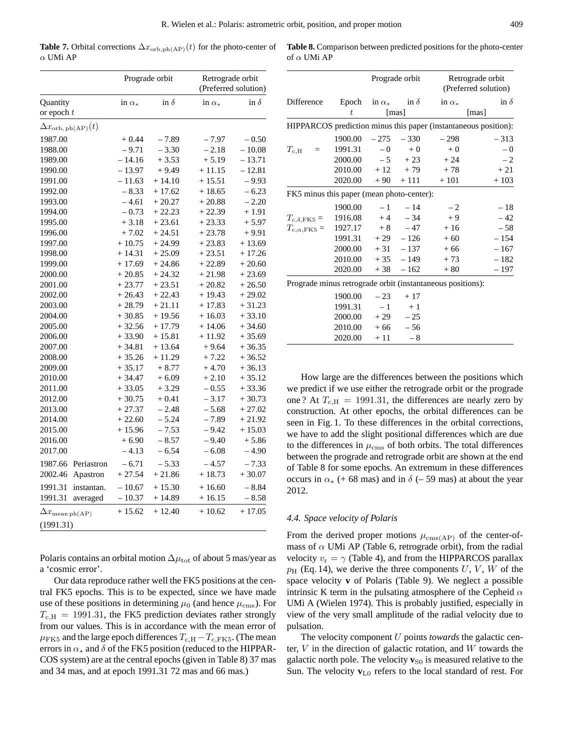**Table 7.** Orbital corrections $\Delta x_{\mathrm{orb,ph(AP)}}(t)$ for the photo-center of $\alpha$ UMi AP

| Quantity or epoch $t$ | | Prograde orbit in $\alpha_*$ | Prograde orbit in $\delta$ | Retrograde orbit (Preferred solution) in $\alpha_*$ | Retrograde orbit (Preferred solution) in $\delta$ |
|---|---|---|---|---|---|
| $\Delta x_{\mathrm{orb,\,ph(AP)}}(t)$ | | | | | |
| 1987.00 | | + 0.44 | – 7.89 | – 7.97 | – 0.50 |
| 1988.00 | | – 9.71 | – 3.30 | – 2.18 | – 10.08 |
| 1989.00 | | – 14.16 | + 3.53 | + 5.19 | – 13.71 |
| 1990.00 | | – 13.97 | + 9.49 | + 11.15 | – 12.81 |
| 1991.00 | | – 11.63 | + 14.10 | + 15.51 | – 9.93 |
| 1992.00 | | – 8.33 | + 17.62 | + 18.65 | – 6.23 |
| 1993.00 | | – 4.61 | + 20.27 | + 20.88 | – 2.20 |
| 1994.00 | | – 0.73 | + 22.23 | + 22.39 | + 1.91 |
| 1995.00 | | + 3.18 | + 23.61 | + 23.33 | + 5.97 |
| 1996.00 | | + 7.02 | + 24.51 | + 23.78 | + 9.91 |
| 1997.00 | | + 10.75 | + 24.99 | + 23.83 | + 13.69 |
| 1998.00 | | + 14.31 | + 25.09 | + 23.51 | + 17.26 |
| 1999.00 | | + 17.69 | + 24.86 | + 22.89 | + 20.60 |
| 2000.00 | | + 20.85 | + 24.32 | + 21.98 | + 23.69 |
| 2001.00 | | + 23.77 | + 23.51 | + 20.82 | + 26.50 |
| 2002.00 | | + 26.43 | + 22.43 | + 19.43 | + 29.02 |
| 2003.00 | | + 28.79 | + 21.11 | + 17.83 | + 31.23 |
| 2004.00 | | + 30.85 | + 19.56 | + 16.03 | + 33.10 |
| 2005.00 | | + 32.56 | + 17.79 | + 14.06 | + 34.60 |
| 2006.00 | | + 33.90 | + 15.81 | + 11.92 | + 35.69 |
| 2007.00 | | + 34.81 | + 13.64 | + 9.64 | + 36.35 |
| 2008.00 | | + 35.26 | + 11.29 | + 7.22 | + 36.52 |
| 2009.00 | | + 35.17 | + 8.77 | + 4.70 | + 36.13 |
| 2010.00 | | + 34.47 | + 6.09 | + 2.10 | + 35.12 |
| 2011.00 | | + 33.05 | + 3.29 | – 0.55 | + 33.36 |
| 2012.00 | | + 30.75 | + 0.41 | – 3.17 | + 30.73 |
| 2013.00 | | + 27.37 | – 2.48 | – 5.68 | + 27.02 |
| 2014.00 | | + 22.60 | – 5.24 | – 7.89 | + 21.92 |
| 2015.00 | | + 15.96 | – 7.53 | – 9.42 | + 15.03 |
| 2016.00 | | + 6.90 | – 8.57 | – 9.40 | + 5.86 |
| 2017.00 | | – 4.13 | – 6.54 | – 6.08 | – 4.90 |
| 1987.66 | Periastron | – 6.71 | – 5.33 | – 4.57 | – 7.33 |
| 2002.46 | Apastron | + 27.54 | + 21.86 | + 18.73 | + 30.07 |
| 1991.31 | instantan. | – 10.67 | + 15.30 | + 16.60 | – 8.84 |
| 1991.31 | averaged | – 10.37 | + 14.89 | + 16.15 | – 8.58 |
| $\Delta x_{\mathrm{mean\,ph(AP)}}$ (1991.31) | | + 15.62 | + 12.40 | + 10.62 | + 17.05 |

**Table 8.** Comparison between predicted positions for the photo-center of $\alpha$ UMi AP

| Difference | Epoch $t$ | Prograde orbit in $\alpha_*$ [mas] | Prograde orbit in $\delta$ [mas] | Retrograde orbit (Preferred solution) in $\alpha_*$ [mas] | Retrograde orbit (Preferred solution) in $\delta$ [mas] |
|---|---|---|---|---|---|
| HIPPARCOS prediction minus this paper (instantaneous position): | | | | | |
| | 1900.00 | – 275 | – 330 | – 298 | – 313 |
| $T_{\mathrm{c,H}}$ = | 1991.31 | – 0 | + 0 | + 0 | – 0 |
| | 2000.00 | – 5 | + 23 | + 24 | – 2 |
| | 2010.00 | + 12 | + 79 | + 78 | + 21 |
| | 2020.00 | + 90 | + 111 | + 101 | + 103 |
| FK5 minus this paper (mean photo-center): | | | | | |
| | 1900.00 | – 1 | – 14 | – 2 | – 18 |
| $T_{\mathrm{c},\delta,\mathrm{FK5}}$ = | 1916.08 | + 4 | – 34 | + 9 | – 42 |
| $T_{\mathrm{c},\alpha,\mathrm{FK5}}$ = | 1927.17 | + 8 | – 47 | + 16 | – 58 |
| | 1991.31 | + 29 | – 126 | + 60 | – 154 |
| | 2000.00 | + 31 | – 137 | + 66 | – 167 |
| | 2010.00 | + 35 | – 149 | + 73 | – 182 |
| | 2020.00 | + 38 | – 162 | + 80 | – 197 |
| Prograde minus retrograde orbit (instantaneous positions): | | | | | |
| | 1900.00 | – 23 | + 17 | | |
| | 1991.31 | – 1 | + 1 | | |
| | 2000.00 | + 29 | – 25 | | |
| | 2010.00 | + 66 | – 56 | | |
| | 2020.00 | + 11 | – 8 | | |

Polaris contains an orbital motion $\Delta\mu_{\mathrm{tot}}$ of about 5 mas/year as a 'cosmic error'.

Our data reproduce rather well the FK5 positions at the central FK5 epochs. This is to be expected, since we have made use of these positions in determining $\mu_0$ (and hence $\mu_{\mathrm{cms}}$). For $T_{\mathrm{c,H}} = 1991.31$, the FK5 prediction deviates rather strongly from our values. This is in accordance with the mean error of $\mu_{\mathrm{FK5}}$ and the large epoch differences $T_{\mathrm{c,H}} - T_{\mathrm{c,FK5}}$. (The mean errors in $\alpha_*$ and $\delta$ of the FK5 position (reduced to the HIPPARCOS system) are at the central epochs (given in Table 8) 37 mas and 34 mas, and at epoch 1991.31 72 mas and 66 mas.)

How large are the differences between the positions which we predict if we use either the retrograde orbit or the prograde one? At $T_{\mathrm{c,H}} = 1991.31$, the differences are nearly zero by construction. At other epochs, the orbital differences can be seen in Fig. 1. To these differences in the orbital corrections, we have to add the slight positional differences which are due to the differences in $\mu_{\mathrm{cms}}$ of both orbits. The total differences between the prograde and retrograde orbit are shown at the end of Table 8 for some epochs. An extremum in these differences occurs in $\alpha_*$ (+ 68 mas) and in $\delta$ (– 59 mas) at about the year 2012.

### 4.4. Space velocity of Polaris

From the derived proper motions $\mu_{\mathrm{cms(AP)}}$ of the center-of-mass of $\alpha$ UMi AP (Table 6, retrograde orbit), from the radial velocity $v_{\mathrm{r}} = \gamma$ (Table 4), and from the HIPPARCOS parallax $p_{\mathrm{H}}$ (Eq. 14), we derive the three components $U$, $V$, $W$ of the space velocity **v** of Polaris (Table 9). We neglect a possible intrinsic K term in the pulsating atmosphere of the Cepheid $\alpha$ UMi A (Wielen 1974). This is probably justified, especially in view of the very small amplitude of the radial velocity due to pulsation.

The velocity component $U$ points *towards* the galactic center, $V$ in the direction of galactic rotation, and $W$ towards the galactic north pole. The velocity $\mathbf{v}_{\mathrm{S0}}$ is measured relative to the Sun. The velocity $\mathbf{v}_{\mathrm{L0}}$ refers to the local standard of rest. For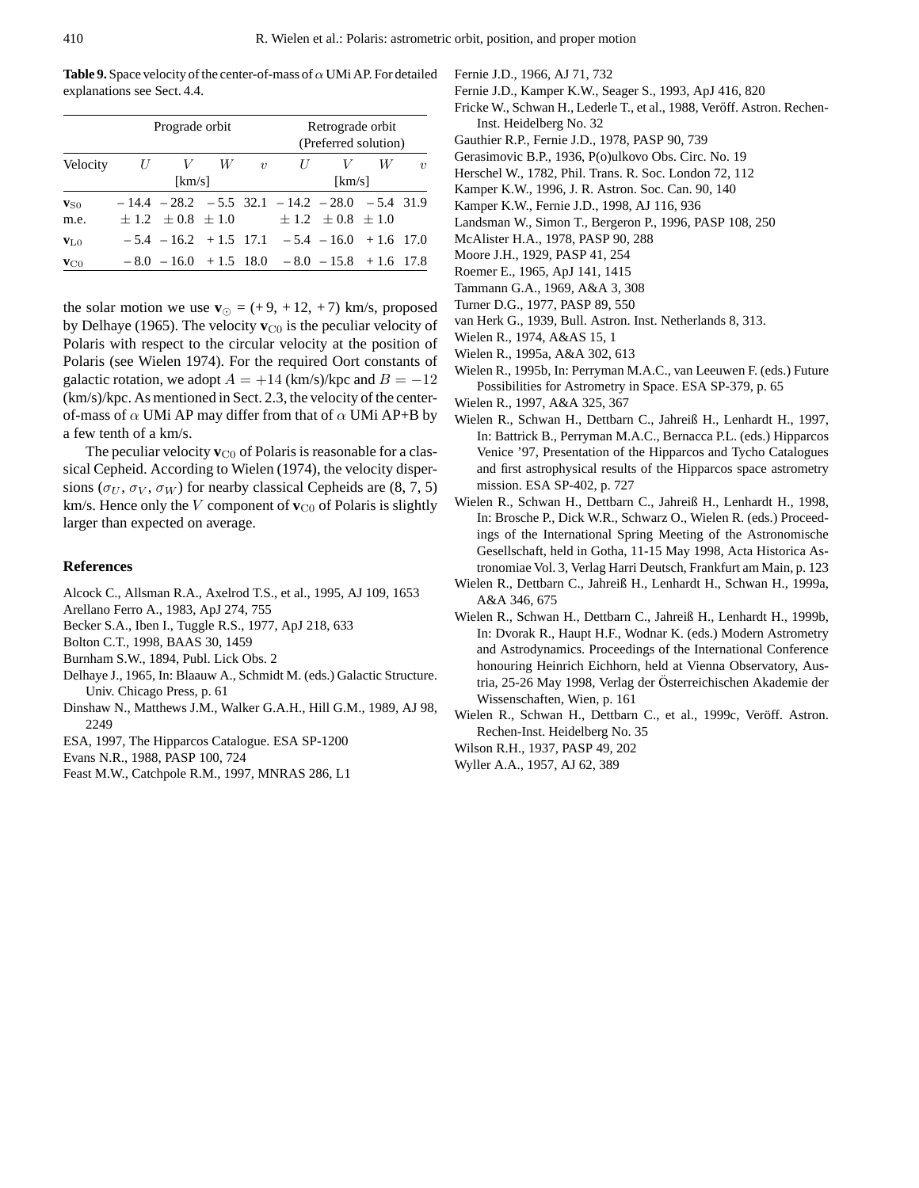**Table 9.** Space velocity of the center-of-mass of $\alpha$ UMi AP. For detailed explanations see Sect. 4.4.

| | Prograde orbit | | | | Retrograde orbit (Preferred solution) | | | |
|---|---|---|---|---|---|---|---|---|
| Velocity | $U$ | $V$ [km/s] | $W$ | $v$ | $U$ | $V$ [km/s] | $W$ | $v$ |
| $\mathbf{v}_{S0}$ | – 14.4 | – 28.2 | – 5.5 | 32.1 | – 14.2 | – 28.0 | – 5.4 | 31.9 |
| m.e. | ± 1.2 | ± 0.8 | ± 1.0 | | ± 1.2 | ± 0.8 | ± 1.0 | |
| $\mathbf{v}_{L0}$ | – 5.4 | – 16.2 | + 1.5 | 17.1 | – 5.4 | – 16.0 | + 1.6 | 17.0 |
| $\mathbf{v}_{C0}$ | – 8.0 | – 16.0 | + 1.5 | 18.0 | – 8.0 | – 15.8 | + 1.6 | 17.8 |

the solar motion we use $\mathbf{v}_{\odot}$ = (+ 9, + 12, + 7) km/s, proposed by Delhaye (1965). The velocity $\mathbf{v}_{C0}$ is the peculiar velocity of Polaris with respect to the circular velocity at the position of Polaris (see Wielen 1974). For the required Oort constants of galactic rotation, we adopt $A = +14$ (km/s)/kpc and $B = -12$ (km/s)/kpc. As mentioned in Sect. 2.3, the velocity of the center-of-mass of $\alpha$ UMi AP may differ from that of $\alpha$ UMi AP+B by a few tenth of a km/s.

The peculiar velocity $\mathbf{v}_{C0}$ of Polaris is reasonable for a classical Cepheid. According to Wielen (1974), the velocity dispersions ($\sigma_U$, $\sigma_V$, $\sigma_W$) for nearby classical Cepheids are (8, 7, 5) km/s. Hence only the $V$ component of $\mathbf{v}_{C0}$ of Polaris is slightly larger than expected on average.

## References

Alcock C., Allsman R.A., Axelrod T.S., et al., 1995, AJ 109, 1653
Arellano Ferro A., 1983, ApJ 274, 755
Becker S.A., Iben I., Tuggle R.S., 1977, ApJ 218, 633
Bolton C.T., 1998, BAAS 30, 1459
Burnham S.W., 1894, Publ. Lick Obs. 2
Delhaye J., 1965, In: Blaauw A., Schmidt M. (eds.) Galactic Structure. Univ. Chicago Press, p. 61
Dinshaw N., Matthews J.M., Walker G.A.H., Hill G.M., 1989, AJ 98, 2249
ESA, 1997, The Hipparcos Catalogue. ESA SP-1200
Evans N.R., 1988, PASP 100, 724
Feast M.W., Catchpole R.M., 1997, MNRAS 286, L1
Fernie J.D., 1966, AJ 71, 732
Fernie J.D., Kamper K.W., Seager S., 1993, ApJ 416, 820
Fricke W., Schwan H., Lederle T., et al., 1988, Veröff. Astron. Rechen-Inst. Heidelberg No. 32
Gauthier R.P., Fernie J.D., 1978, PASP 90, 739
Gerasimovic B.P., 1936, P(o)ulkovo Obs. Circ. No. 19
Herschel W., 1782, Phil. Trans. R. Soc. London 72, 112
Kamper K.W., 1996, J. R. Astron. Soc. Can. 90, 140
Kamper K.W., Fernie J.D., 1998, AJ 116, 936
Landsman W., Simon T., Bergeron P., 1996, PASP 108, 250
McAlister H.A., 1978, PASP 90, 288
Moore J.H., 1929, PASP 41, 254
Roemer E., 1965, ApJ 141, 1415
Tammann G.A., 1969, A&A 3, 308
Turner D.G., 1977, PASP 89, 550
van Herk G., 1939, Bull. Astron. Inst. Netherlands 8, 313.
Wielen R., 1974, A&AS 15, 1
Wielen R., 1995a, A&A 302, 613
Wielen R., 1995b, In: Perryman M.A.C., van Leeuwen F. (eds.) Future Possibilities for Astrometry in Space. ESA SP-379, p. 65
Wielen R., 1997, A&A 325, 367
Wielen R., Schwan H., Dettbarn C., Jahreiß H., Lenhardt H., 1997, In: Battrick B., Perryman M.A.C., Bernacca P.L. (eds.) Hipparcos Venice '97, Presentation of the Hipparcos and Tycho Catalogues and first astrophysical results of the Hipparcos space astrometry mission. ESA SP-402, p. 727
Wielen R., Schwan H., Dettbarn C., Jahreiß H., Lenhardt H., 1998, In: Brosche P., Dick W.R., Schwarz O., Wielen R. (eds.) Proceedings of the International Spring Meeting of the Astronomische Gesellschaft, held in Gotha, 11-15 May 1998, Acta Historica Astronomiae Vol. 3, Verlag Harri Deutsch, Frankfurt am Main, p. 123
Wielen R., Dettbarn C., Jahreiß H., Lenhardt H., Schwan H., 1999a, A&A 346, 675
Wielen R., Schwan H., Dettbarn C., Jahreiß H., Lenhardt H., 1999b, In: Dvorak R., Haupt H.F., Wodnar K. (eds.) Modern Astrometry and Astrodynamics. Proceedings of the International Conference honouring Heinrich Eichhorn, held at Vienna Observatory, Austria, 25-26 May 1998, Verlag der Österreichischen Akademie der Wissenschaften, Wien, p. 161
Wielen R., Schwan H., Dettbarn C., et al., 1999c, Veröff. Astron. Rechen-Inst. Heidelberg No. 35
Wilson R.H., 1937, PASP 49, 202
Wyller A.A., 1957, AJ 62, 389